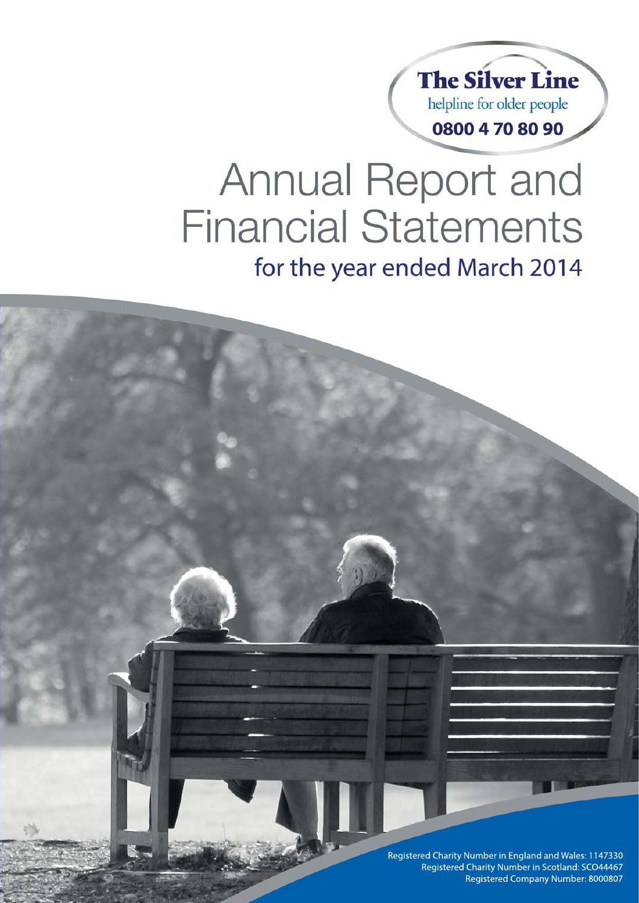**The Silver Line**
helpline for older people
**0800 4 70 80 90**

# Annual Report and Financial Statements

## for the year ended March 2014

Registered Charity Number in England and Wales: 1147330
Registered Charity Number in Scotland: SCO44467
Registered Company Number: 8000807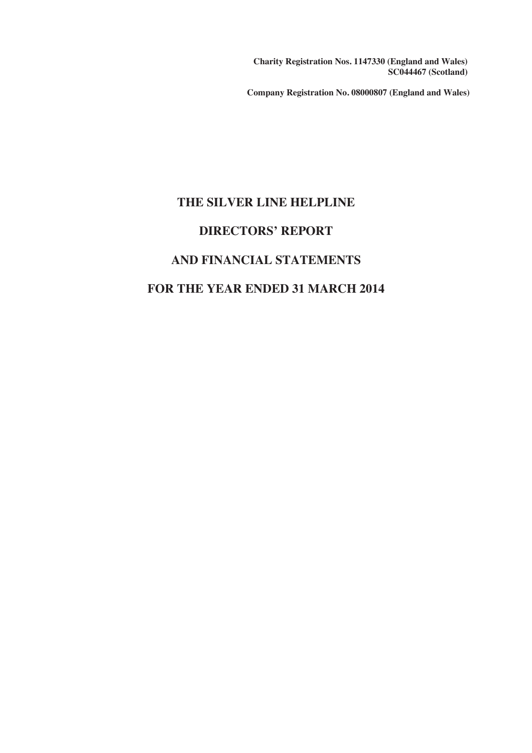**Charity Registration Nos. 1147330 (England and Wales)**
**SC044467 (Scotland)**

**Company Registration No. 08000807 (England and Wales)**

# THE SILVER LINE HELPLINE

# DIRECTORS' REPORT

# AND FINANCIAL STATEMENTS

# FOR THE YEAR ENDED 31 MARCH 2014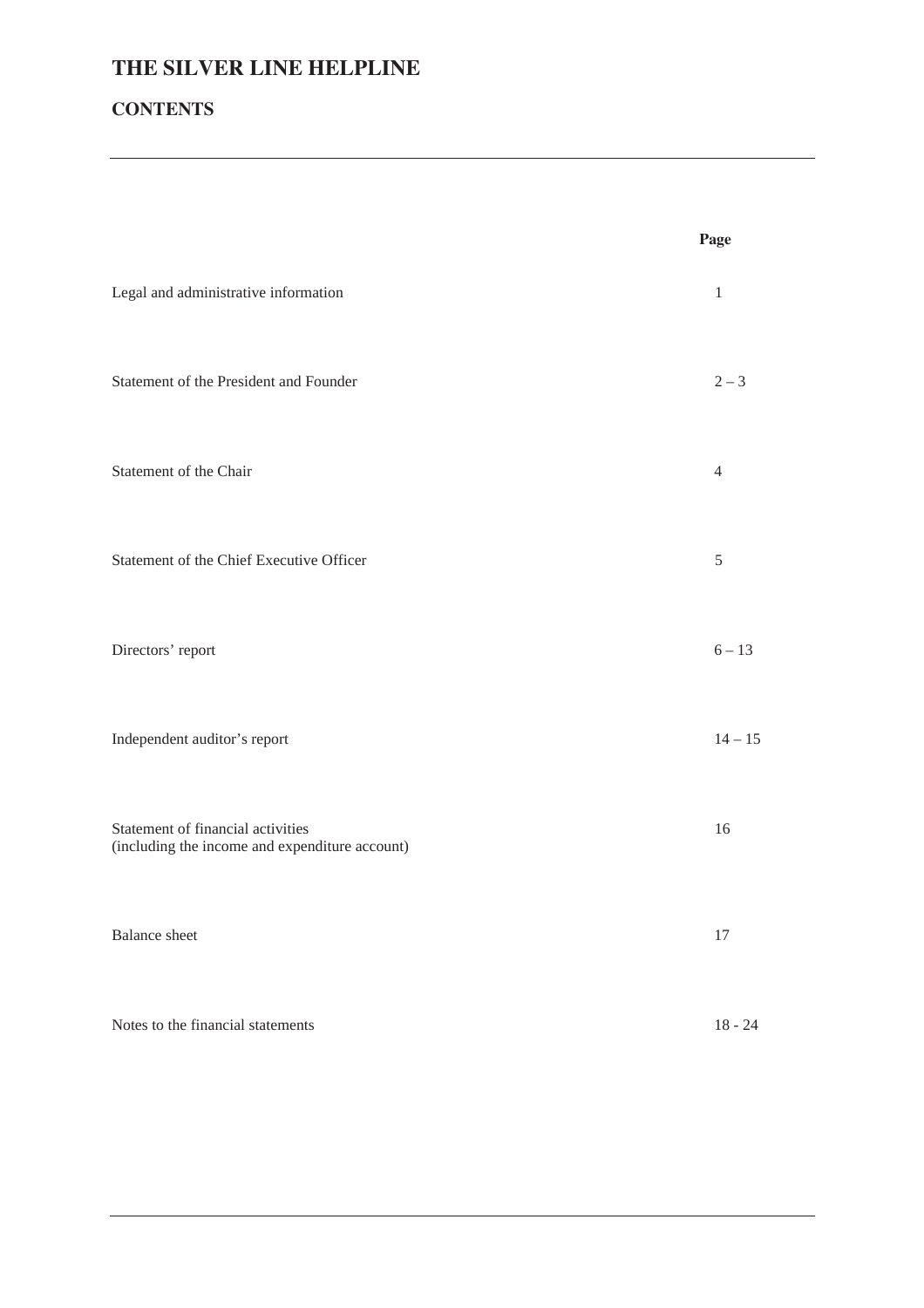# THE SILVER LINE HELPLINE

## CONTENTS

| | Page |
|---|---|
| Legal and administrative information | 1 |
| Statement of the President and Founder | 2 – 3 |
| Statement of the Chair | 4 |
| Statement of the Chief Executive Officer | 5 |
| Directors' report | 6 – 13 |
| Independent auditor's report | 14 – 15 |
| Statement of financial activities (including the income and expenditure account) | 16 |
| Balance sheet | 17 |
| Notes to the financial statements | 18 - 24 |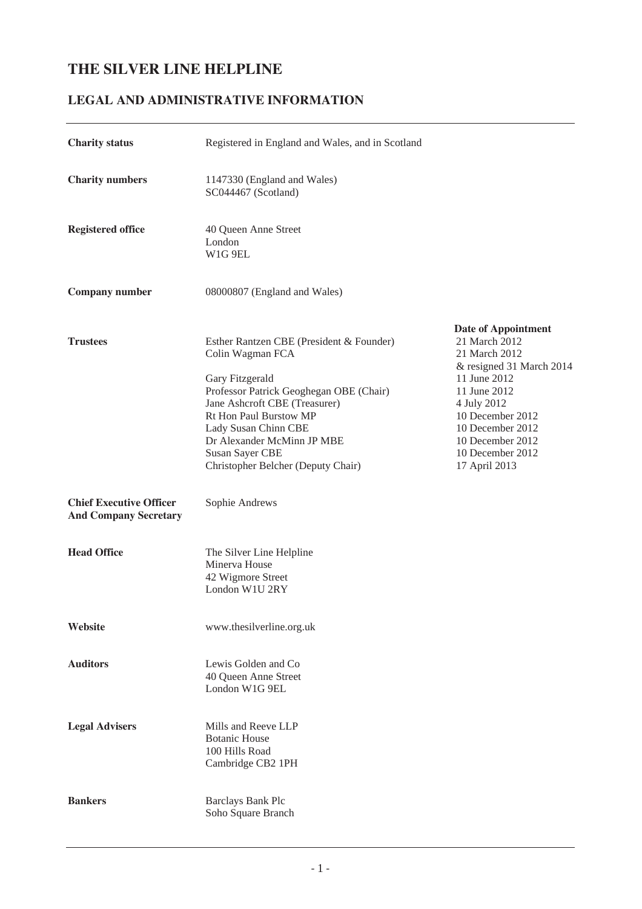# THE SILVER LINE HELPLINE

## LEGAL AND ADMINISTRATIVE INFORMATION

| | | |
|---|---|---|
| **Charity status** | Registered in England and Wales, and in Scotland | |
| **Charity numbers** | 1147330 (England and Wales)<br>SC044467 (Scotland) | |
| **Registered office** | 40 Queen Anne Street<br>London<br>W1G 9EL | |
| **Company number** | 08000807 (England and Wales) | |
| | | **Date of Appointment** |
| **Trustees** | Esther Rantzen CBE (President & Founder) | 21 March 2012 |
| | Colin Wagman FCA | 21 March 2012<br>& resigned 31 March 2014 |
| | Gary Fitzgerald | 11 June 2012 |
| | Professor Patrick Geoghegan OBE (Chair) | 11 June 2012 |
| | Jane Ashcroft CBE (Treasurer) | 4 July 2012 |
| | Rt Hon Paul Burstow MP | 10 December 2012 |
| | Lady Susan Chinn CBE | 10 December 2012 |
| | Dr Alexander McMinn JP MBE | 10 December 2012 |
| | Susan Sayer CBE | 10 December 2012 |
| | Christopher Belcher (Deputy Chair) | 17 April 2013 |
| **Chief Executive Officer And Company Secretary** | Sophie Andrews | |
| **Head Office** | The Silver Line Helpline<br>Minerva House<br>42 Wigmore Street<br>London W1U 2RY | |
| **Website** | www.thesilverline.org.uk | |
| **Auditors** | Lewis Golden and Co<br>40 Queen Anne Street<br>London W1G 9EL | |
| **Legal Advisers** | Mills and Reeve LLP<br>Botanic House<br>100 Hills Road<br>Cambridge CB2 1PH | |
| **Bankers** | Barclays Bank Plc<br>Soho Square Branch | |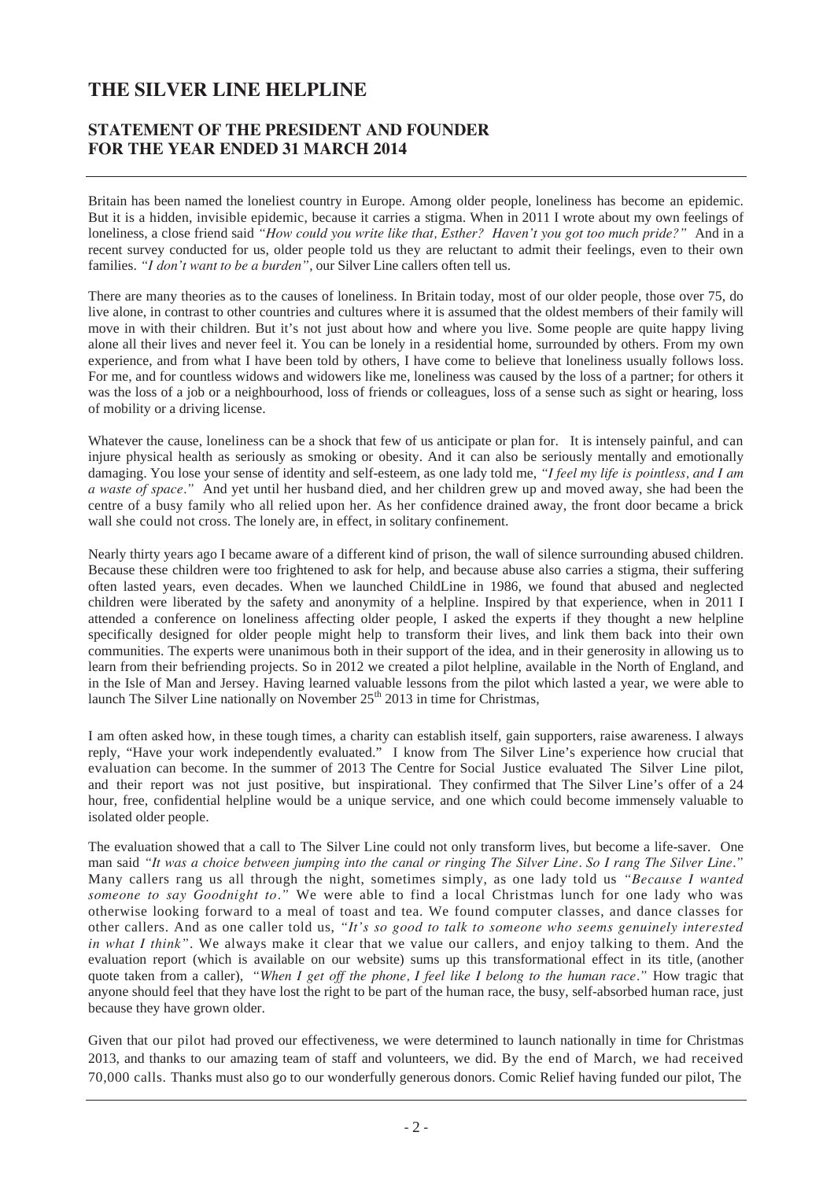# THE SILVER LINE HELPLINE

## STATEMENT OF THE PRESIDENT AND FOUNDER FOR THE YEAR ENDED 31 MARCH 2014

Britain has been named the loneliest country in Europe. Among older people, loneliness has become an epidemic. But it is a hidden, invisible epidemic, because it carries a stigma. When in 2011 I wrote about my own feelings of loneliness, a close friend said *"How could you write like that, Esther? Haven't you got too much pride?"* And in a recent survey conducted for us, older people told us they are reluctant to admit their feelings, even to their own families. *"I don't want to be a burden"*, our Silver Line callers often tell us.

There are many theories as to the causes of loneliness. In Britain today, most of our older people, those over 75, do live alone, in contrast to other countries and cultures where it is assumed that the oldest members of their family will move in with their children. But it's not just about how and where you live. Some people are quite happy living alone all their lives and never feel it. You can be lonely in a residential home, surrounded by others. From my own experience, and from what I have been told by others, I have come to believe that loneliness usually follows loss. For me, and for countless widows and widowers like me, loneliness was caused by the loss of a partner; for others it was the loss of a job or a neighbourhood, loss of friends or colleagues, loss of a sense such as sight or hearing, loss of mobility or a driving license.

Whatever the cause, loneliness can be a shock that few of us anticipate or plan for. It is intensely painful, and can injure physical health as seriously as smoking or obesity. And it can also be seriously mentally and emotionally damaging. You lose your sense of identity and self-esteem, as one lady told me, *"I feel my life is pointless, and I am a waste of space."* And yet until her husband died, and her children grew up and moved away, she had been the centre of a busy family who all relied upon her. As her confidence drained away, the front door became a brick wall she could not cross. The lonely are, in effect, in solitary confinement.

Nearly thirty years ago I became aware of a different kind of prison, the wall of silence surrounding abused children. Because these children were too frightened to ask for help, and because abuse also carries a stigma, their suffering often lasted years, even decades. When we launched ChildLine in 1986, we found that abused and neglected children were liberated by the safety and anonymity of a helpline. Inspired by that experience, when in 2011 I attended a conference on loneliness affecting older people, I asked the experts if they thought a new helpline specifically designed for older people might help to transform their lives, and link them back into their own communities. The experts were unanimous both in their support of the idea, and in their generosity in allowing us to learn from their befriending projects. So in 2012 we created a pilot helpline, available in the North of England, and in the Isle of Man and Jersey. Having learned valuable lessons from the pilot which lasted a year, we were able to launch The Silver Line nationally on November 25th 2013 in time for Christmas,

I am often asked how, in these tough times, a charity can establish itself, gain supporters, raise awareness. I always reply, "Have your work independently evaluated." I know from The Silver Line's experience how crucial that evaluation can become. In the summer of 2013 The Centre for Social Justice evaluated The Silver Line pilot, and their report was not just positive, but inspirational. They confirmed that The Silver Line's offer of a 24 hour, free, confidential helpline would be a unique service, and one which could become immensely valuable to isolated older people.

The evaluation showed that a call to The Silver Line could not only transform lives, but become a life-saver. One man said *"It was a choice between jumping into the canal or ringing The Silver Line. So I rang The Silver Line."* Many callers rang us all through the night, sometimes simply, as one lady told us *"Because I wanted someone to say Goodnight to."* We were able to find a local Christmas lunch for one lady who was otherwise looking forward to a meal of toast and tea. We found computer classes, and dance classes for other callers. And as one caller told us, *"It's so good to talk to someone who seems genuinely interested in what I think"*. We always make it clear that we value our callers, and enjoy talking to them. And the evaluation report (which is available on our website) sums up this transformational effect in its title, (another quote taken from a caller), *"When I get off the phone, I feel like I belong to the human race."* How tragic that anyone should feel that they have lost the right to be part of the human race, the busy, self-absorbed human race, just because they have grown older.

Given that our pilot had proved our effectiveness, we were determined to launch nationally in time for Christmas 2013, and thanks to our amazing team of staff and volunteers, we did. By the end of March, we had received 70,000 calls. Thanks must also go to our wonderfully generous donors. Comic Relief having funded our pilot, The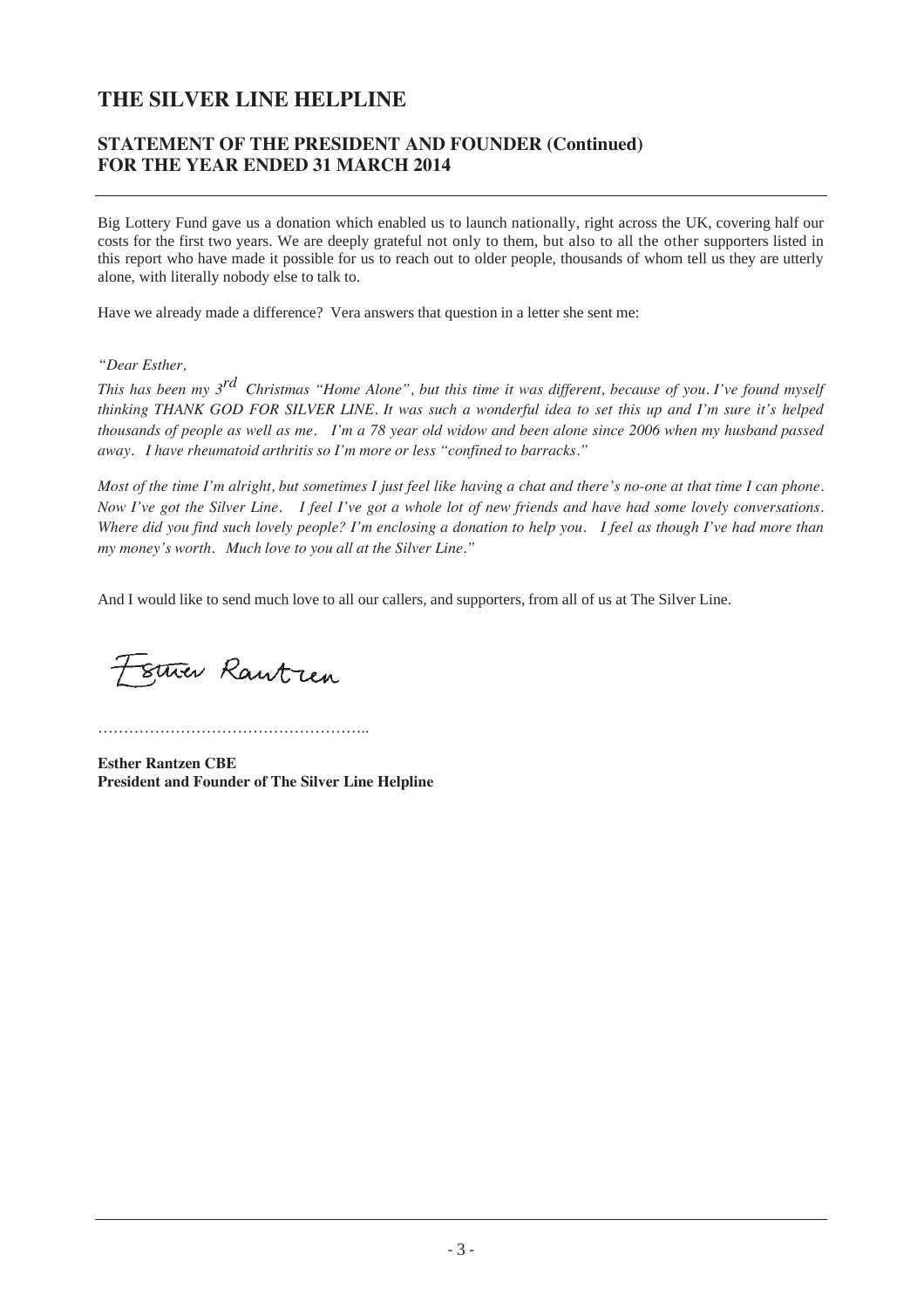# THE SILVER LINE HELPLINE

## STATEMENT OF THE PRESIDENT AND FOUNDER (Continued) FOR THE YEAR ENDED 31 MARCH 2014

Big Lottery Fund gave us a donation which enabled us to launch nationally, right across the UK, covering half our costs for the first two years. We are deeply grateful not only to them, but also to all the other supporters listed in this report who have made it possible for us to reach out to older people, thousands of whom tell us they are utterly alone, with literally nobody else to talk to.

Have we already made a difference? Vera answers that question in a letter she sent me:

*"Dear Esther,*

*This has been my 3rd Christmas "Home Alone", but this time it was different, because of you. I've found myself thinking THANK GOD FOR SILVER LINE. It was such a wonderful idea to set this up and I'm sure it's helped thousands of people as well as me. I'm a 78 year old widow and been alone since 2006 when my husband passed away. I have rheumatoid arthritis so I'm more or less "confined to barracks."*

*Most of the time I'm alright, but sometimes I just feel like having a chat and there's no-one at that time I can phone. Now I've got the Silver Line. I feel I've got a whole lot of new friends and have had some lovely conversations. Where did you find such lovely people? I'm enclosing a donation to help you. I feel as though I've had more than my money's worth. Much love to you all at the Silver Line."*

And I would like to send much love to all our callers, and supporters, from all of us at The Silver Line.

Esther Rantzen

……………………………………………..

**Esther Rantzen CBE**
**President and Founder of The Silver Line Helpline**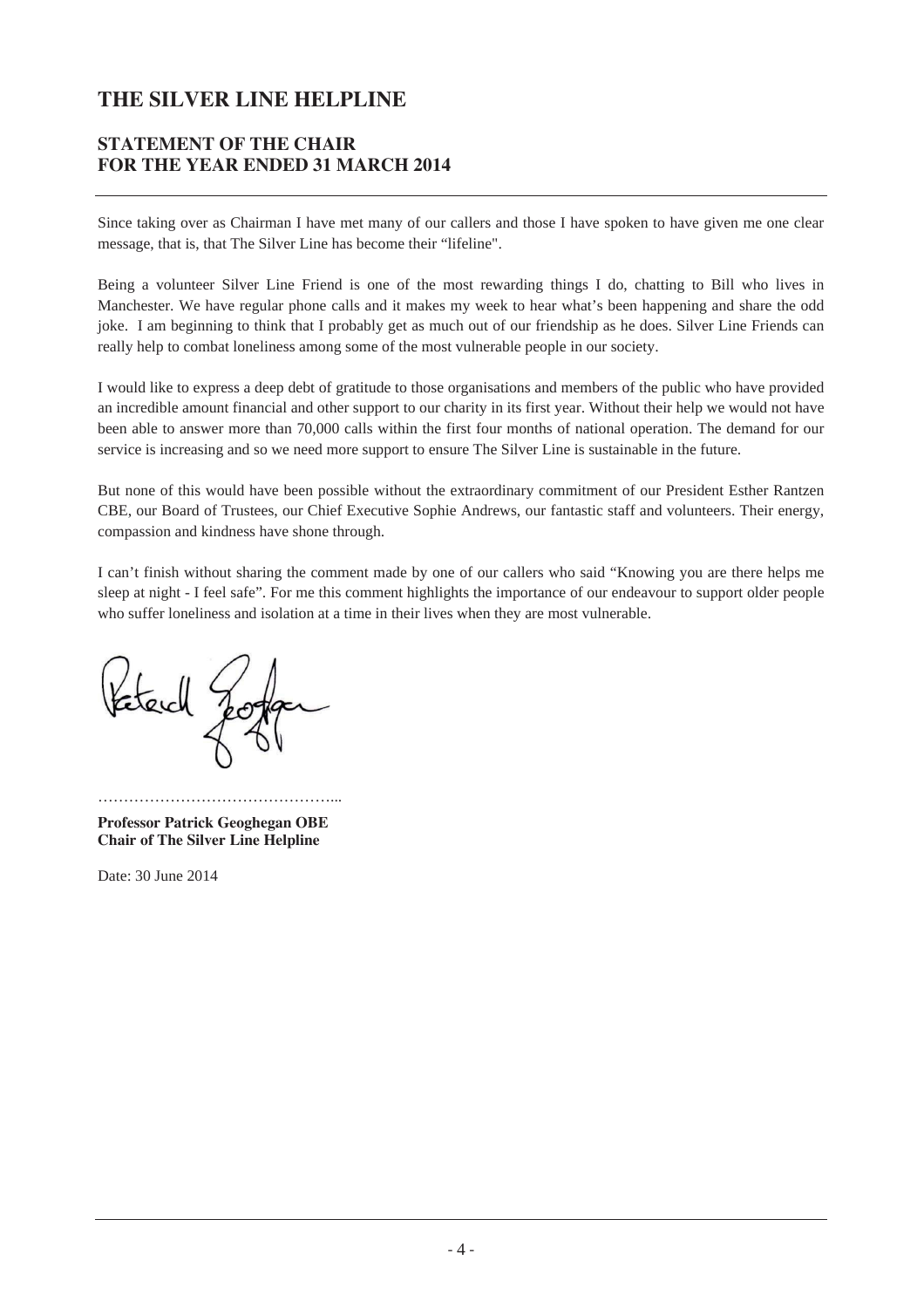# THE SILVER LINE HELPLINE

## STATEMENT OF THE CHAIR
## FOR THE YEAR ENDED 31 MARCH 2014

Since taking over as Chairman I have met many of our callers and those I have spoken to have given me one clear message, that is, that The Silver Line has become their "lifeline".

Being a volunteer Silver Line Friend is one of the most rewarding things I do, chatting to Bill who lives in Manchester. We have regular phone calls and it makes my week to hear what's been happening and share the odd joke. I am beginning to think that I probably get as much out of our friendship as he does. Silver Line Friends can really help to combat loneliness among some of the most vulnerable people in our society.

I would like to express a deep debt of gratitude to those organisations and members of the public who have provided an incredible amount financial and other support to our charity in its first year. Without their help we would not have been able to answer more than 70,000 calls within the first four months of national operation. The demand for our service is increasing and so we need more support to ensure The Silver Line is sustainable in the future.

But none of this would have been possible without the extraordinary commitment of our President Esther Rantzen CBE, our Board of Trustees, our Chief Executive Sophie Andrews, our fantastic staff and volunteers. Their energy, compassion and kindness have shone through.

I can't finish without sharing the comment made by one of our callers who said "Knowing you are there helps me sleep at night - I feel safe". For me this comment highlights the importance of our endeavour to support older people who suffer loneliness and isolation at a time in their lives when they are most vulnerable.

……………………………………..

**Professor Patrick Geoghegan OBE**
**Chair of The Silver Line Helpline**

Date: 30 June 2014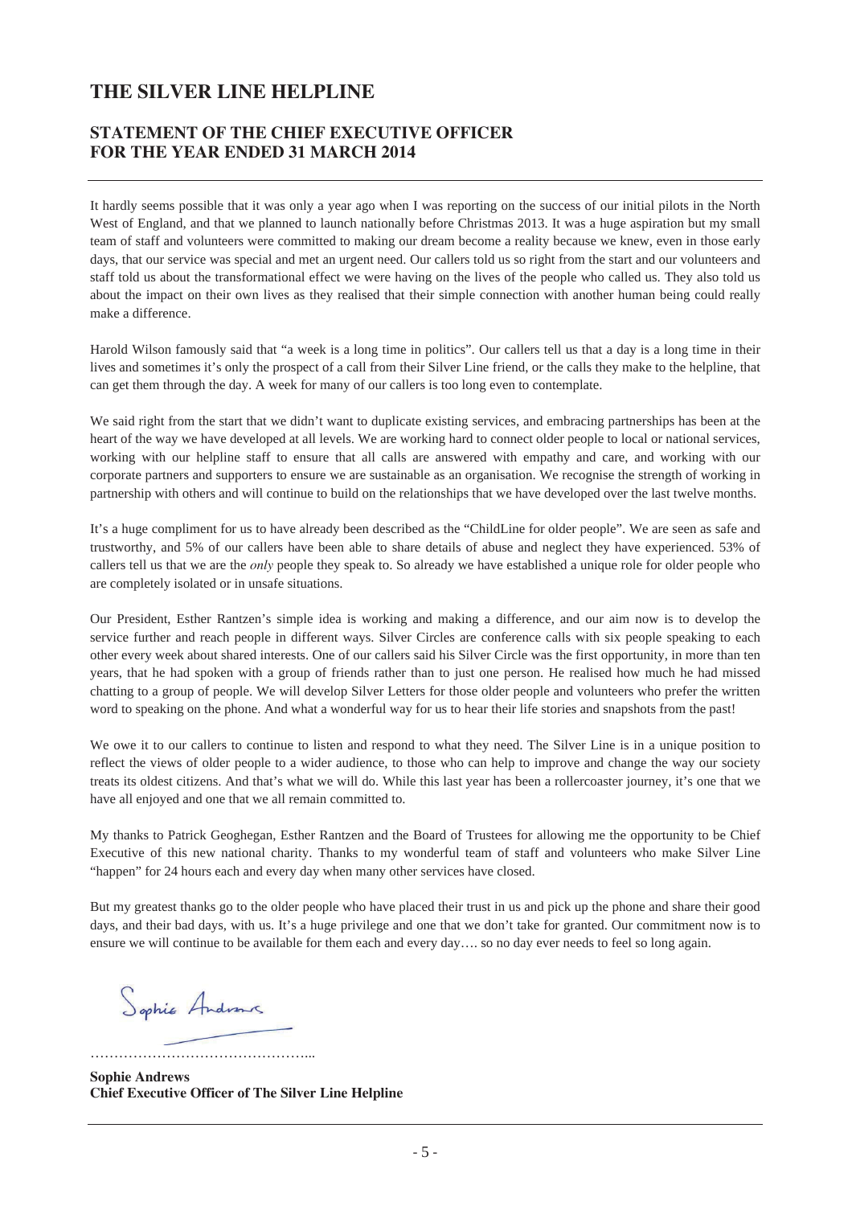# THE SILVER LINE HELPLINE

## STATEMENT OF THE CHIEF EXECUTIVE OFFICER FOR THE YEAR ENDED 31 MARCH 2014

It hardly seems possible that it was only a year ago when I was reporting on the success of our initial pilots in the North West of England, and that we planned to launch nationally before Christmas 2013. It was a huge aspiration but my small team of staff and volunteers were committed to making our dream become a reality because we knew, even in those early days, that our service was special and met an urgent need. Our callers told us so right from the start and our volunteers and staff told us about the transformational effect we were having on the lives of the people who called us. They also told us about the impact on their own lives as they realised that their simple connection with another human being could really make a difference.

Harold Wilson famously said that "a week is a long time in politics". Our callers tell us that a day is a long time in their lives and sometimes it's only the prospect of a call from their Silver Line friend, or the calls they make to the helpline, that can get them through the day. A week for many of our callers is too long even to contemplate.

We said right from the start that we didn't want to duplicate existing services, and embracing partnerships has been at the heart of the way we have developed at all levels. We are working hard to connect older people to local or national services, working with our helpline staff to ensure that all calls are answered with empathy and care, and working with our corporate partners and supporters to ensure we are sustainable as an organisation. We recognise the strength of working in partnership with others and will continue to build on the relationships that we have developed over the last twelve months.

It's a huge compliment for us to have already been described as the "ChildLine for older people". We are seen as safe and trustworthy, and 5% of our callers have been able to share details of abuse and neglect they have experienced. 53% of callers tell us that we are the *only* people they speak to. So already we have established a unique role for older people who are completely isolated or in unsafe situations.

Our President, Esther Rantzen's simple idea is working and making a difference, and our aim now is to develop the service further and reach people in different ways. Silver Circles are conference calls with six people speaking to each other every week about shared interests. One of our callers said his Silver Circle was the first opportunity, in more than ten years, that he had spoken with a group of friends rather than to just one person. He realised how much he had missed chatting to a group of people. We will develop Silver Letters for those older people and volunteers who prefer the written word to speaking on the phone. And what a wonderful way for us to hear their life stories and snapshots from the past!

We owe it to our callers to continue to listen and respond to what they need. The Silver Line is in a unique position to reflect the views of older people to a wider audience, to those who can help to improve and change the way our society treats its oldest citizens. And that's what we will do. While this last year has been a rollercoaster journey, it's one that we have all enjoyed and one that we all remain committed to.

My thanks to Patrick Geoghegan, Esther Rantzen and the Board of Trustees for allowing me the opportunity to be Chief Executive of this new national charity. Thanks to my wonderful team of staff and volunteers who make Silver Line "happen" for 24 hours each and every day when many other services have closed.

But my greatest thanks go to the older people who have placed their trust in us and pick up the phone and share their good days, and their bad days, with us. It's a huge privilege and one that we don't take for granted. Our commitment now is to ensure we will continue to be available for them each and every day…. so no day ever needs to feel so long again.

Sophie Andrews

………………………………………...

**Sophie Andrews**
**Chief Executive Officer of The Silver Line Helpline**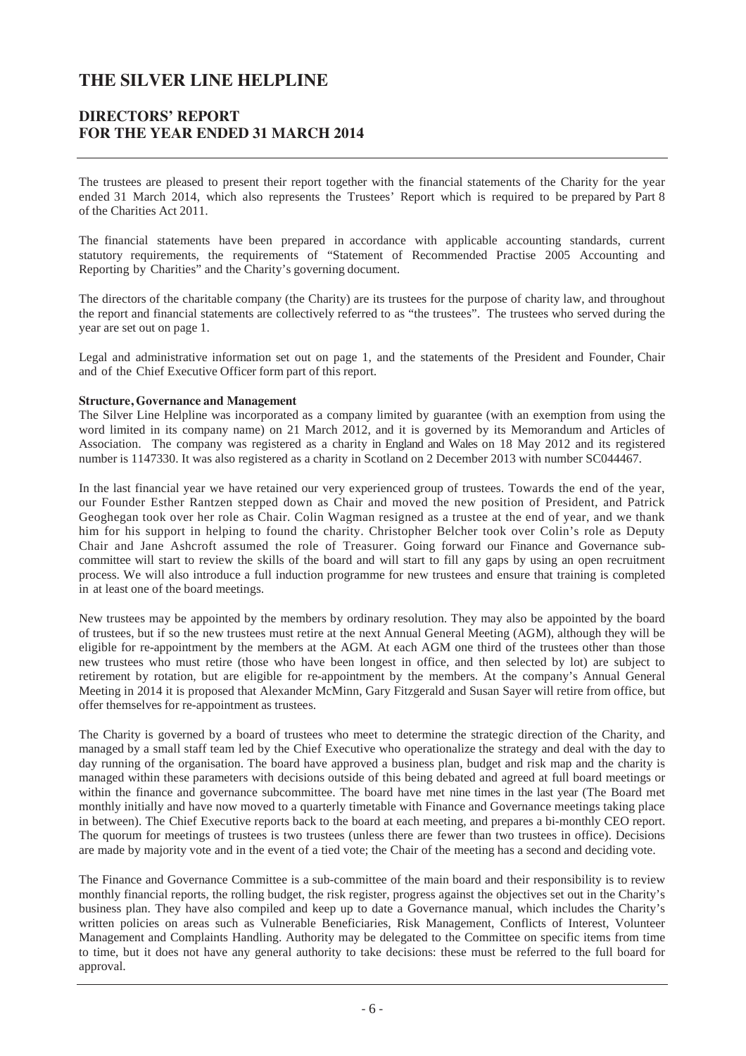# THE SILVER LINE HELPLINE

## DIRECTORS' REPORT
## FOR THE YEAR ENDED 31 MARCH 2014

The trustees are pleased to present their report together with the financial statements of the Charity for the year ended 31 March 2014, which also represents the Trustees' Report which is required to be prepared by Part 8 of the Charities Act 2011.

The financial statements have been prepared in accordance with applicable accounting standards, current statutory requirements, the requirements of "Statement of Recommended Practise 2005 Accounting and Reporting by Charities" and the Charity's governing document.

The directors of the charitable company (the Charity) are its trustees for the purpose of charity law, and throughout the report and financial statements are collectively referred to as "the trustees". The trustees who served during the year are set out on page 1.

Legal and administrative information set out on page 1, and the statements of the President and Founder, Chair and of the Chief Executive Officer form part of this report.

**Structure, Governance and Management**

The Silver Line Helpline was incorporated as a company limited by guarantee (with an exemption from using the word limited in its company name) on 21 March 2012, and it is governed by its Memorandum and Articles of Association. The company was registered as a charity in England and Wales on 18 May 2012 and its registered number is 1147330. It was also registered as a charity in Scotland on 2 December 2013 with number SC044467.

In the last financial year we have retained our very experienced group of trustees. Towards the end of the year, our Founder Esther Rantzen stepped down as Chair and moved the new position of President, and Patrick Geoghegan took over her role as Chair. Colin Wagman resigned as a trustee at the end of year, and we thank him for his support in helping to found the charity. Christopher Belcher took over Colin's role as Deputy Chair and Jane Ashcroft assumed the role of Treasurer. Going forward our Finance and Governance sub-committee will start to review the skills of the board and will start to fill any gaps by using an open recruitment process. We will also introduce a full induction programme for new trustees and ensure that training is completed in at least one of the board meetings.

New trustees may be appointed by the members by ordinary resolution. They may also be appointed by the board of trustees, but if so the new trustees must retire at the next Annual General Meeting (AGM), although they will be eligible for re-appointment by the members at the AGM. At each AGM one third of the trustees other than those new trustees who must retire (those who have been longest in office, and then selected by lot) are subject to retirement by rotation, but are eligible for re-appointment by the members. At the company's Annual General Meeting in 2014 it is proposed that Alexander McMinn, Gary Fitzgerald and Susan Sayer will retire from office, but offer themselves for re-appointment as trustees.

The Charity is governed by a board of trustees who meet to determine the strategic direction of the Charity, and managed by a small staff team led by the Chief Executive who operationalize the strategy and deal with the day to day running of the organisation. The board have approved a business plan, budget and risk map and the charity is managed within these parameters with decisions outside of this being debated and agreed at full board meetings or within the finance and governance subcommittee. The board have met nine times in the last year (The Board met monthly initially and have now moved to a quarterly timetable with Finance and Governance meetings taking place in between). The Chief Executive reports back to the board at each meeting, and prepares a bi-monthly CEO report. The quorum for meetings of trustees is two trustees (unless there are fewer than two trustees in office). Decisions are made by majority vote and in the event of a tied vote; the Chair of the meeting has a second and deciding vote.

The Finance and Governance Committee is a sub-committee of the main board and their responsibility is to review monthly financial reports, the rolling budget, the risk register, progress against the objectives set out in the Charity's business plan. They have also compiled and keep up to date a Governance manual, which includes the Charity's written policies on areas such as Vulnerable Beneficiaries, Risk Management, Conflicts of Interest, Volunteer Management and Complaints Handling. Authority may be delegated to the Committee on specific items from time to time, but it does not have any general authority to take decisions: these must be referred to the full board for approval.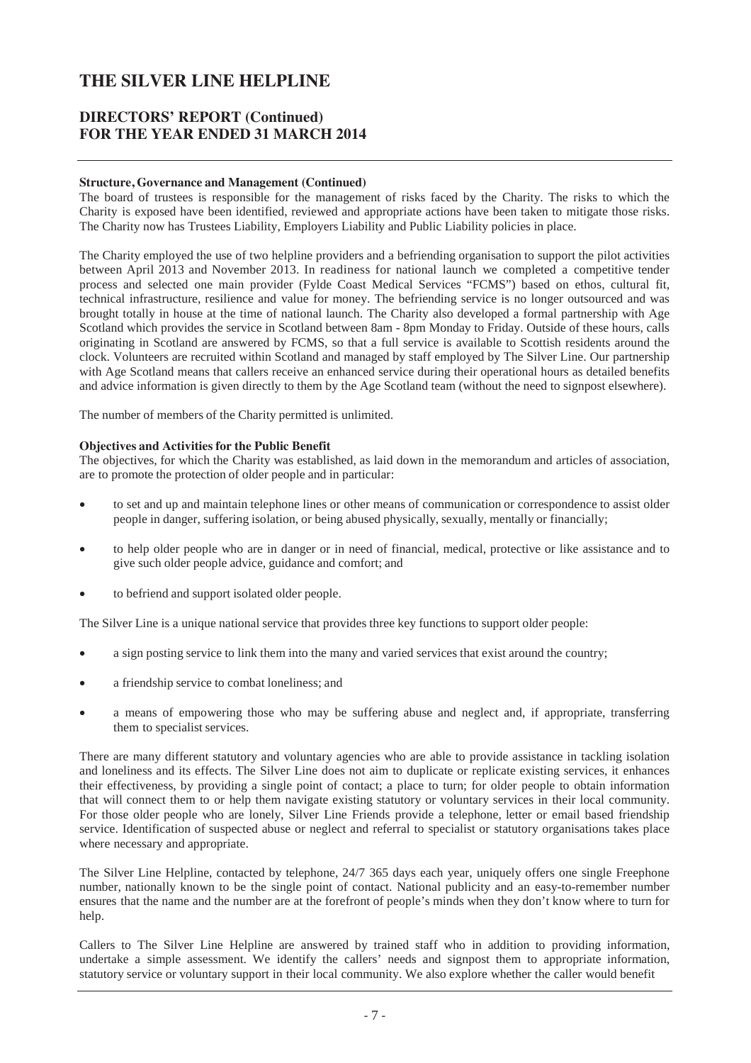### Structure, Governance and Management (Continued)

The board of trustees is responsible for the management of risks faced by the Charity. The risks to which the Charity is exposed have been identified, reviewed and appropriate actions have been taken to mitigate those risks. The Charity now has Trustees Liability, Employers Liability and Public Liability policies in place.

The Charity employed the use of two helpline providers and a befriending organisation to support the pilot activities between April 2013 and November 2013. In readiness for national launch we completed a competitive tender process and selected one main provider (Fylde Coast Medical Services "FCMS") based on ethos, cultural fit, technical infrastructure, resilience and value for money. The befriending service is no longer outsourced and was brought totally in house at the time of national launch. The Charity also developed a formal partnership with Age Scotland which provides the service in Scotland between 8am - 8pm Monday to Friday. Outside of these hours, calls originating in Scotland are answered by FCMS, so that a full service is available to Scottish residents around the clock. Volunteers are recruited within Scotland and managed by staff employed by The Silver Line. Our partnership with Age Scotland means that callers receive an enhanced service during their operational hours as detailed benefits and advice information is given directly to them by the Age Scotland team (without the need to signpost elsewhere).

The number of members of the Charity permitted is unlimited.

### Objectives and Activities for the Public Benefit

The objectives, for which the Charity was established, as laid down in the memorandum and articles of association, are to promote the protection of older people and in particular:

- to set and up and maintain telephone lines or other means of communication or correspondence to assist older people in danger, suffering isolation, or being abused physically, sexually, mentally or financially;
- to help older people who are in danger or in need of financial, medical, protective or like assistance and to give such older people advice, guidance and comfort; and
- to befriend and support isolated older people.

The Silver Line is a unique national service that provides three key functions to support older people:

- a sign posting service to link them into the many and varied services that exist around the country;
- a friendship service to combat loneliness; and
- a means of empowering those who may be suffering abuse and neglect and, if appropriate, transferring them to specialist services.

There are many different statutory and voluntary agencies who are able to provide assistance in tackling isolation and loneliness and its effects. The Silver Line does not aim to duplicate or replicate existing services, it enhances their effectiveness, by providing a single point of contact; a place to turn; for older people to obtain information that will connect them to or help them navigate existing statutory or voluntary services in their local community. For those older people who are lonely, Silver Line Friends provide a telephone, letter or email based friendship service. Identification of suspected abuse or neglect and referral to specialist or statutory organisations takes place where necessary and appropriate.

The Silver Line Helpline, contacted by telephone, 24/7 365 days each year, uniquely offers one single Freephone number, nationally known to be the single point of contact. National publicity and an easy-to-remember number ensures that the name and the number are at the forefront of people's minds when they don't know where to turn for help.

Callers to The Silver Line Helpline are answered by trained staff who in addition to providing information, undertake a simple assessment. We identify the callers' needs and signpost them to appropriate information, statutory service or voluntary support in their local community. We also explore whether the caller would benefit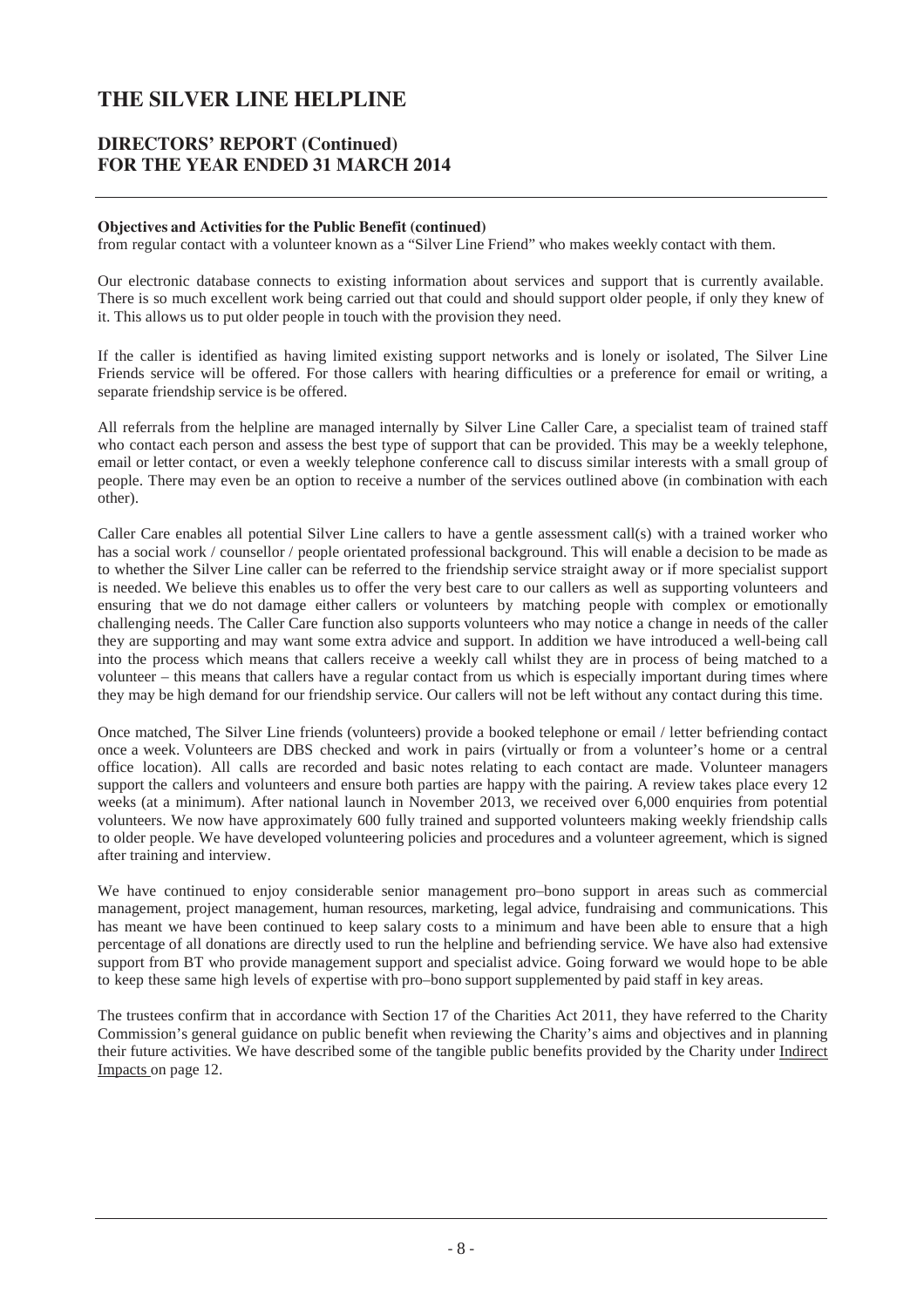**Objectives and Activities for the Public Benefit (continued)**
from regular contact with a volunteer known as a "Silver Line Friend" who makes weekly contact with them.

Our electronic database connects to existing information about services and support that is currently available. There is so much excellent work being carried out that could and should support older people, if only they knew of it. This allows us to put older people in touch with the provision they need.

If the caller is identified as having limited existing support networks and is lonely or isolated, The Silver Line Friends service will be offered. For those callers with hearing difficulties or a preference for email or writing, a separate friendship service is be offered.

All referrals from the helpline are managed internally by Silver Line Caller Care, a specialist team of trained staff who contact each person and assess the best type of support that can be provided. This may be a weekly telephone, email or letter contact, or even a weekly telephone conference call to discuss similar interests with a small group of people. There may even be an option to receive a number of the services outlined above (in combination with each other).

Caller Care enables all potential Silver Line callers to have a gentle assessment call(s) with a trained worker who has a social work / counsellor / people orientated professional background. This will enable a decision to be made as to whether the Silver Line caller can be referred to the friendship service straight away or if more specialist support is needed. We believe this enables us to offer the very best care to our callers as well as supporting volunteers and ensuring that we do not damage either callers or volunteers by matching people with complex or emotionally challenging needs. The Caller Care function also supports volunteers who may notice a change in needs of the caller they are supporting and may want some extra advice and support. In addition we have introduced a well-being call into the process which means that callers receive a weekly call whilst they are in process of being matched to a volunteer – this means that callers have a regular contact from us which is especially important during times where they may be high demand for our friendship service. Our callers will not be left without any contact during this time.

Once matched, The Silver Line friends (volunteers) provide a booked telephone or email / letter befriending contact once a week. Volunteers are DBS checked and work in pairs (virtually or from a volunteer's home or a central office location). All calls are recorded and basic notes relating to each contact are made. Volunteer managers support the callers and volunteers and ensure both parties are happy with the pairing. A review takes place every 12 weeks (at a minimum). After national launch in November 2013, we received over 6,000 enquiries from potential volunteers. We now have approximately 600 fully trained and supported volunteers making weekly friendship calls to older people. We have developed volunteering policies and procedures and a volunteer agreement, which is signed after training and interview.

We have continued to enjoy considerable senior management pro–bono support in areas such as commercial management, project management, human resources, marketing, legal advice, fundraising and communications. This has meant we have been continued to keep salary costs to a minimum and have been able to ensure that a high percentage of all donations are directly used to run the helpline and befriending service. We have also had extensive support from BT who provide management support and specialist advice. Going forward we would hope to be able to keep these same high levels of expertise with pro–bono support supplemented by paid staff in key areas.

The trustees confirm that in accordance with Section 17 of the Charities Act 2011, they have referred to the Charity Commission's general guidance on public benefit when reviewing the Charity's aims and objectives and in planning their future activities. We have described some of the tangible public benefits provided by the Charity under Indirect Impacts on page 12.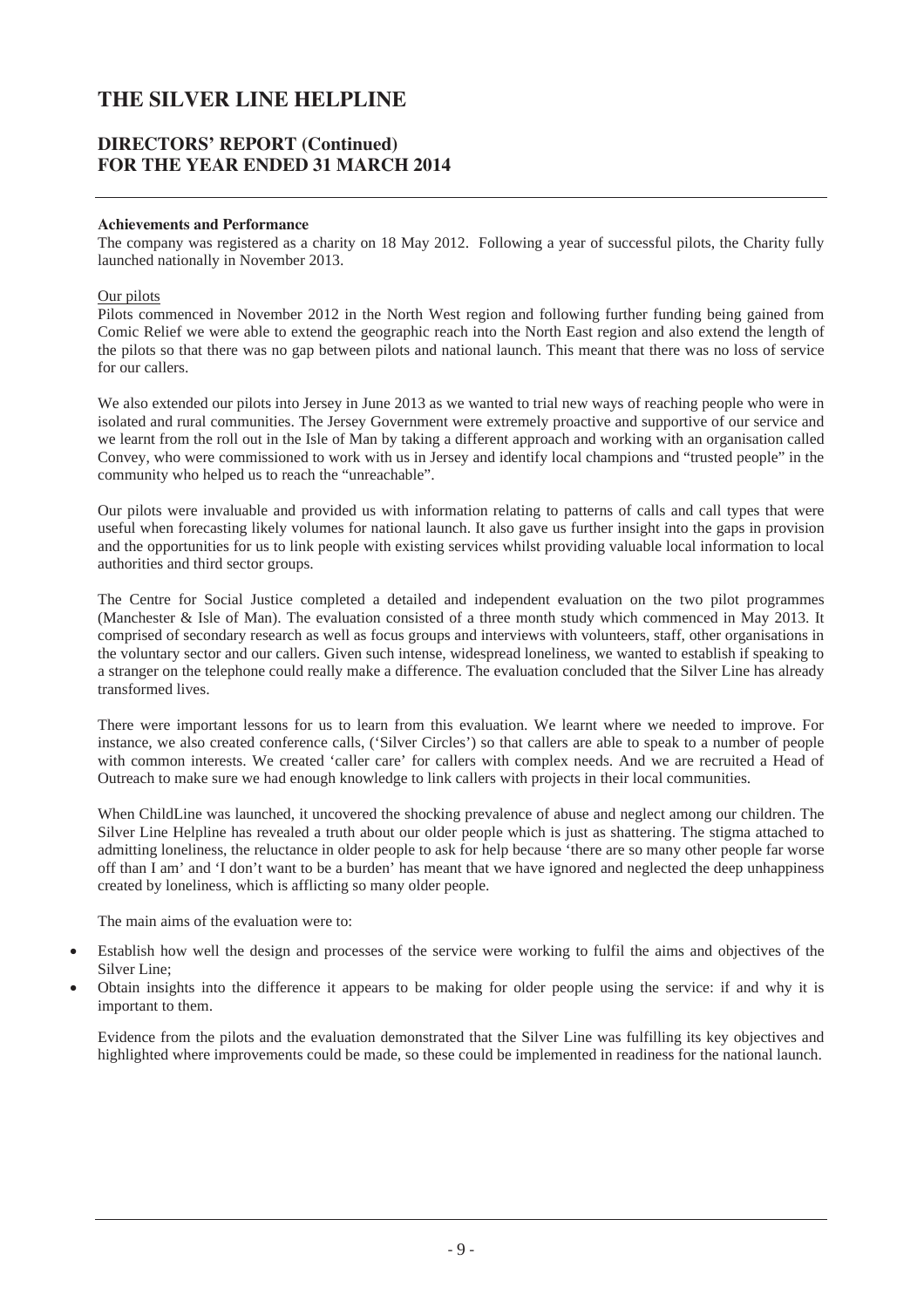# THE SILVER LINE HELPLINE

## DIRECTORS' REPORT (Continued) FOR THE YEAR ENDED 31 MARCH 2014

**Achievements and Performance**

The company was registered as a charity on 18 May 2012. Following a year of successful pilots, the Charity fully launched nationally in November 2013.

Our pilots

Pilots commenced in November 2012 in the North West region and following further funding being gained from Comic Relief we were able to extend the geographic reach into the North East region and also extend the length of the pilots so that there was no gap between pilots and national launch. This meant that there was no loss of service for our callers.

We also extended our pilots into Jersey in June 2013 as we wanted to trial new ways of reaching people who were in isolated and rural communities. The Jersey Government were extremely proactive and supportive of our service and we learnt from the roll out in the Isle of Man by taking a different approach and working with an organisation called Convey, who were commissioned to work with us in Jersey and identify local champions and "trusted people" in the community who helped us to reach the "unreachable".

Our pilots were invaluable and provided us with information relating to patterns of calls and call types that were useful when forecasting likely volumes for national launch. It also gave us further insight into the gaps in provision and the opportunities for us to link people with existing services whilst providing valuable local information to local authorities and third sector groups.

The Centre for Social Justice completed a detailed and independent evaluation on the two pilot programmes (Manchester & Isle of Man). The evaluation consisted of a three month study which commenced in May 2013. It comprised of secondary research as well as focus groups and interviews with volunteers, staff, other organisations in the voluntary sector and our callers. Given such intense, widespread loneliness, we wanted to establish if speaking to a stranger on the telephone could really make a difference. The evaluation concluded that the Silver Line has already transformed lives.

There were important lessons for us to learn from this evaluation. We learnt where we needed to improve. For instance, we also created conference calls, ('Silver Circles') so that callers are able to speak to a number of people with common interests. We created 'caller care' for callers with complex needs. And we are recruited a Head of Outreach to make sure we had enough knowledge to link callers with projects in their local communities.

When ChildLine was launched, it uncovered the shocking prevalence of abuse and neglect among our children. The Silver Line Helpline has revealed a truth about our older people which is just as shattering. The stigma attached to admitting loneliness, the reluctance in older people to ask for help because 'there are so many other people far worse off than I am' and 'I don't want to be a burden' has meant that we have ignored and neglected the deep unhappiness created by loneliness, which is afflicting so many older people.

The main aims of the evaluation were to:

- Establish how well the design and processes of the service were working to fulfil the aims and objectives of the Silver Line;
- Obtain insights into the difference it appears to be making for older people using the service: if and why it is important to them.

Evidence from the pilots and the evaluation demonstrated that the Silver Line was fulfilling its key objectives and highlighted where improvements could be made, so these could be implemented in readiness for the national launch.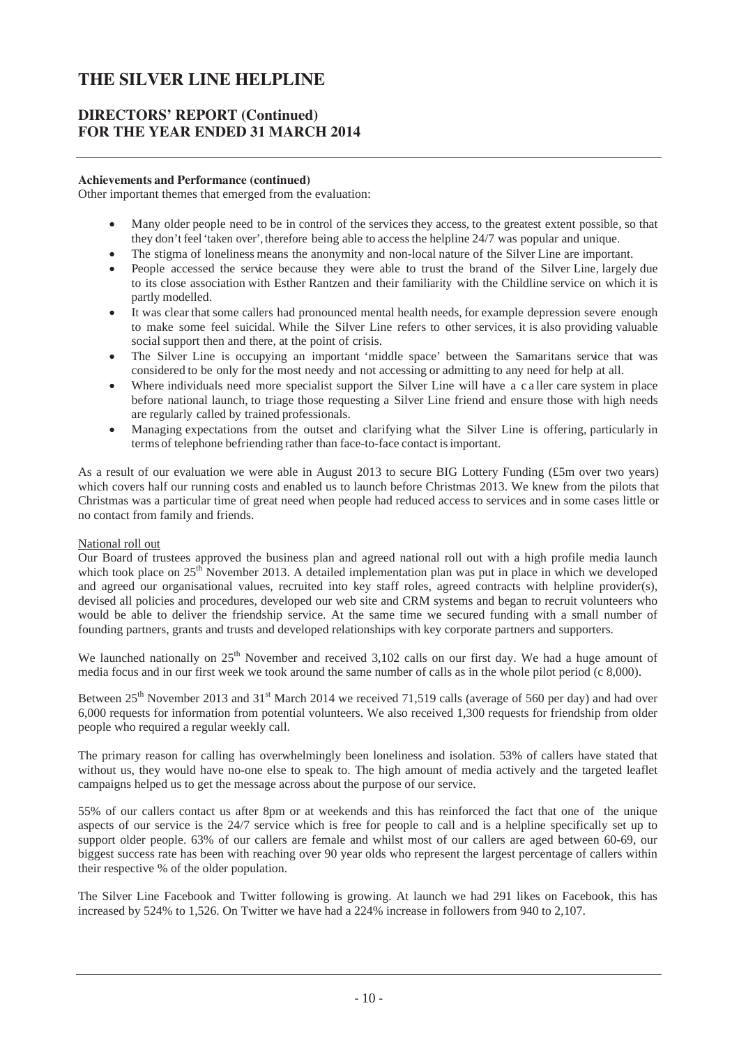# THE SILVER LINE HELPLINE

## DIRECTORS' REPORT (Continued)
## FOR THE YEAR ENDED 31 MARCH 2014

**Achievements and Performance (continued)**

Other important themes that emerged from the evaluation:

- Many older people need to be in control of the services they access, to the greatest extent possible, so that they don't feel 'taken over', therefore being able to access the helpline 24/7 was popular and unique.
- The stigma of loneliness means the anonymity and non-local nature of the Silver Line are important.
- People accessed the service because they were able to trust the brand of the Silver Line, largely due to its close association with Esther Rantzen and their familiarity with the Childline service on which it is partly modelled.
- It was clear that some callers had pronounced mental health needs, for example depression severe enough to make some feel suicidal. While the Silver Line refers to other services, it is also providing valuable social support then and there, at the point of crisis.
- The Silver Line is occupying an important 'middle space' between the Samaritans service that was considered to be only for the most needy and not accessing or admitting to any need for help at all.
- Where individuals need more specialist support the Silver Line will have a caller care system in place before national launch, to triage those requesting a Silver Line friend and ensure those with high needs are regularly called by trained professionals.
- Managing expectations from the outset and clarifying what the Silver Line is offering, particularly in terms of telephone befriending rather than face-to-face contact is important.

As a result of our evaluation we were able in August 2013 to secure BIG Lottery Funding (£5m over two years) which covers half our running costs and enabled us to launch before Christmas 2013. We knew from the pilots that Christmas was a particular time of great need when people had reduced access to services and in some cases little or no contact from family and friends.

National roll out

Our Board of trustees approved the business plan and agreed national roll out with a high profile media launch which took place on 25th November 2013. A detailed implementation plan was put in place in which we developed and agreed our organisational values, recruited into key staff roles, agreed contracts with helpline provider(s), devised all policies and procedures, developed our web site and CRM systems and began to recruit volunteers who would be able to deliver the friendship service. At the same time we secured funding with a small number of founding partners, grants and trusts and developed relationships with key corporate partners and supporters.

We launched nationally on 25th November and received 3,102 calls on our first day. We had a huge amount of media focus and in our first week we took around the same number of calls as in the whole pilot period (c 8,000).

Between 25th November 2013 and 31st March 2014 we received 71,519 calls (average of 560 per day) and had over 6,000 requests for information from potential volunteers. We also received 1,300 requests for friendship from older people who required a regular weekly call.

The primary reason for calling has overwhelmingly been loneliness and isolation. 53% of callers have stated that without us, they would have no-one else to speak to. The high amount of media actively and the targeted leaflet campaigns helped us to get the message across about the purpose of our service.

55% of our callers contact us after 8pm or at weekends and this has reinforced the fact that one of the unique aspects of our service is the 24/7 service which is free for people to call and is a helpline specifically set up to support older people. 63% of our callers are female and whilst most of our callers are aged between 60-69, our biggest success rate has been with reaching over 90 year olds who represent the largest percentage of callers within their respective % of the older population.

The Silver Line Facebook and Twitter following is growing. At launch we had 291 likes on Facebook, this has increased by 524% to 1,526. On Twitter we have had a 224% increase in followers from 940 to 2,107.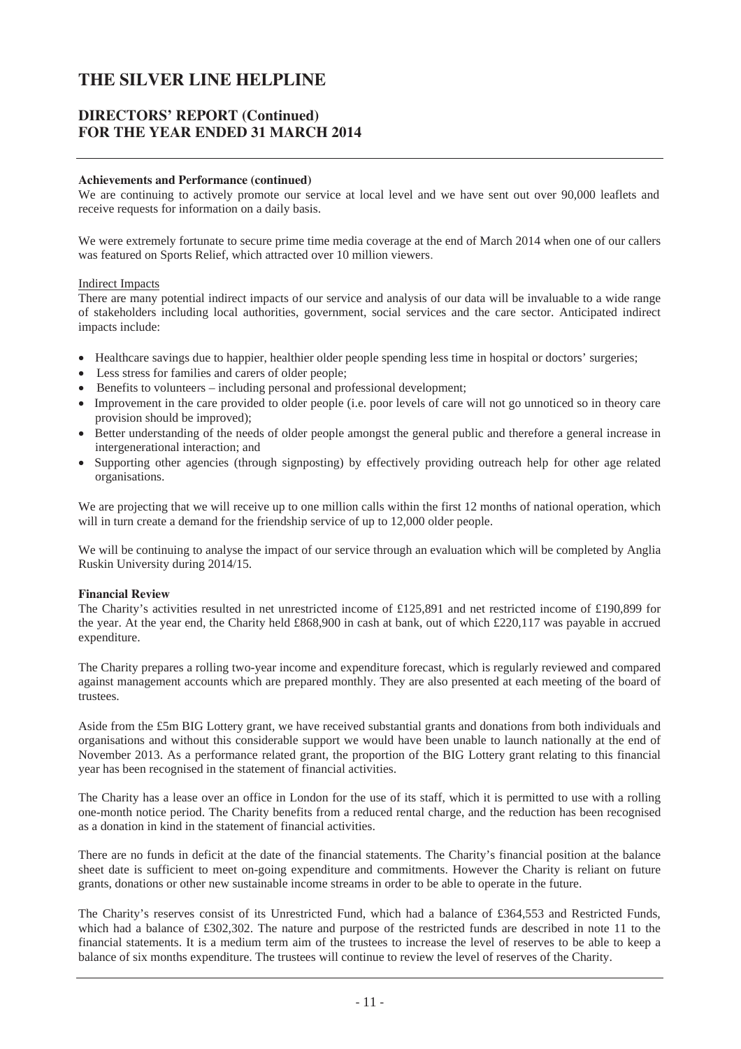# THE SILVER LINE HELPLINE

## DIRECTORS' REPORT (Continued)
## FOR THE YEAR ENDED 31 MARCH 2014

**Achievements and Performance (continued)**

We are continuing to actively promote our service at local level and we have sent out over 90,000 leaflets and receive requests for information on a daily basis.

We were extremely fortunate to secure prime time media coverage at the end of March 2014 when one of our callers was featured on Sports Relief, which attracted over 10 million viewers.

Indirect Impacts

There are many potential indirect impacts of our service and analysis of our data will be invaluable to a wide range of stakeholders including local authorities, government, social services and the care sector. Anticipated indirect impacts include:

- Healthcare savings due to happier, healthier older people spending less time in hospital or doctors' surgeries;
- Less stress for families and carers of older people;
- Benefits to volunteers – including personal and professional development;
- Improvement in the care provided to older people (i.e. poor levels of care will not go unnoticed so in theory care provision should be improved);
- Better understanding of the needs of older people amongst the general public and therefore a general increase in intergenerational interaction; and
- Supporting other agencies (through signposting) by effectively providing outreach help for other age related organisations.

We are projecting that we will receive up to one million calls within the first 12 months of national operation, which will in turn create a demand for the friendship service of up to 12,000 older people.

We will be continuing to analyse the impact of our service through an evaluation which will be completed by Anglia Ruskin University during 2014/15.

**Financial Review**

The Charity's activities resulted in net unrestricted income of £125,891 and net restricted income of £190,899 for the year. At the year end, the Charity held £868,900 in cash at bank, out of which £220,117 was payable in accrued expenditure.

The Charity prepares a rolling two-year income and expenditure forecast, which is regularly reviewed and compared against management accounts which are prepared monthly. They are also presented at each meeting of the board of trustees.

Aside from the £5m BIG Lottery grant, we have received substantial grants and donations from both individuals and organisations and without this considerable support we would have been unable to launch nationally at the end of November 2013. As a performance related grant, the proportion of the BIG Lottery grant relating to this financial year has been recognised in the statement of financial activities.

The Charity has a lease over an office in London for the use of its staff, which it is permitted to use with a rolling one-month notice period. The Charity benefits from a reduced rental charge, and the reduction has been recognised as a donation in kind in the statement of financial activities.

There are no funds in deficit at the date of the financial statements. The Charity's financial position at the balance sheet date is sufficient to meet on-going expenditure and commitments. However the Charity is reliant on future grants, donations or other new sustainable income streams in order to be able to operate in the future.

The Charity's reserves consist of its Unrestricted Fund, which had a balance of £364,553 and Restricted Funds, which had a balance of £302,302. The nature and purpose of the restricted funds are described in note 11 to the financial statements. It is a medium term aim of the trustees to increase the level of reserves to be able to keep a balance of six months expenditure. The trustees will continue to review the level of reserves of the Charity.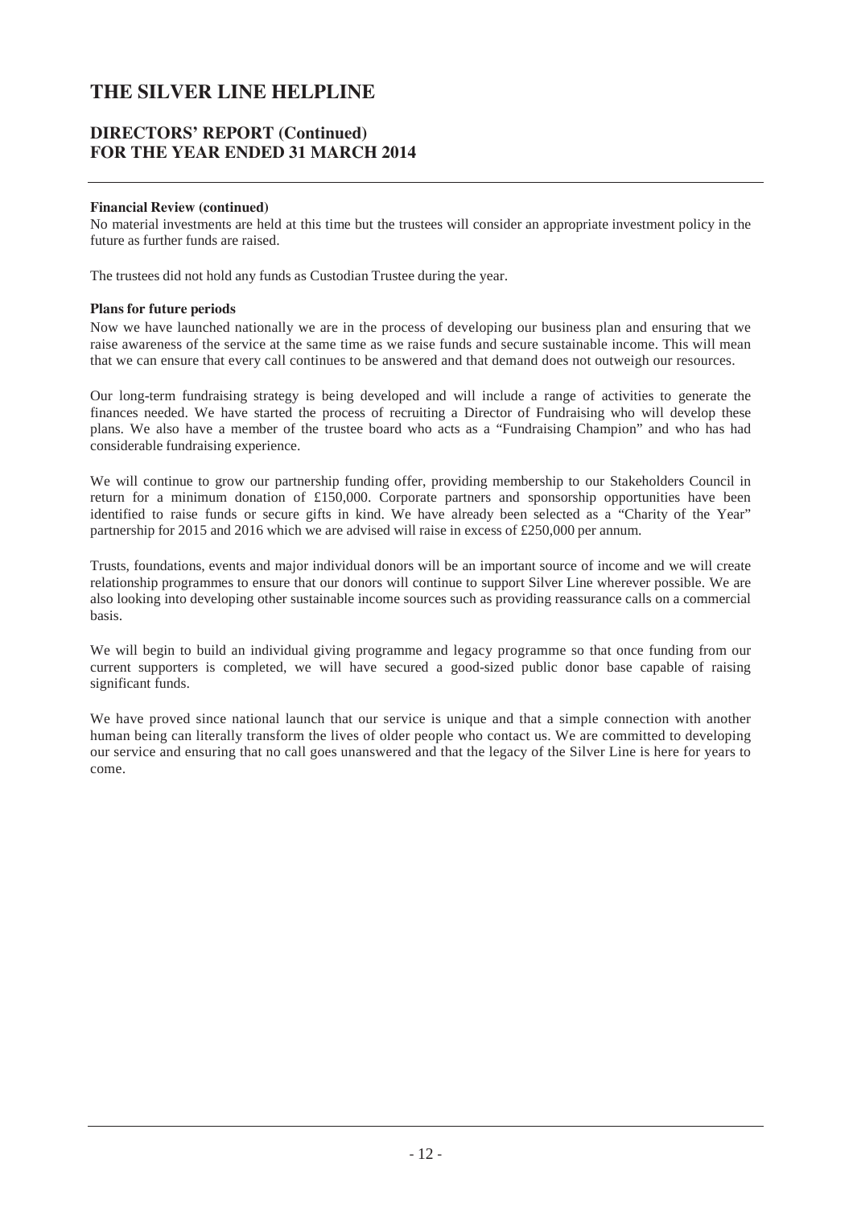# THE SILVER LINE HELPLINE

## DIRECTORS' REPORT (Continued)
## FOR THE YEAR ENDED 31 MARCH 2014

**Financial Review (continued)**

No material investments are held at this time but the trustees will consider an appropriate investment policy in the future as further funds are raised.

The trustees did not hold any funds as Custodian Trustee during the year.

**Plans for future periods**

Now we have launched nationally we are in the process of developing our business plan and ensuring that we raise awareness of the service at the same time as we raise funds and secure sustainable income. This will mean that we can ensure that every call continues to be answered and that demand does not outweigh our resources.

Our long-term fundraising strategy is being developed and will include a range of activities to generate the finances needed. We have started the process of recruiting a Director of Fundraising who will develop these plans. We also have a member of the trustee board who acts as a "Fundraising Champion" and who has had considerable fundraising experience.

We will continue to grow our partnership funding offer, providing membership to our Stakeholders Council in return for a minimum donation of £150,000. Corporate partners and sponsorship opportunities have been identified to raise funds or secure gifts in kind. We have already been selected as a "Charity of the Year" partnership for 2015 and 2016 which we are advised will raise in excess of £250,000 per annum.

Trusts, foundations, events and major individual donors will be an important source of income and we will create relationship programmes to ensure that our donors will continue to support Silver Line wherever possible. We are also looking into developing other sustainable income sources such as providing reassurance calls on a commercial basis.

We will begin to build an individual giving programme and legacy programme so that once funding from our current supporters is completed, we will have secured a good-sized public donor base capable of raising significant funds.

We have proved since national launch that our service is unique and that a simple connection with another human being can literally transform the lives of older people who contact us. We are committed to developing our service and ensuring that no call goes unanswered and that the legacy of the Silver Line is here for years to come.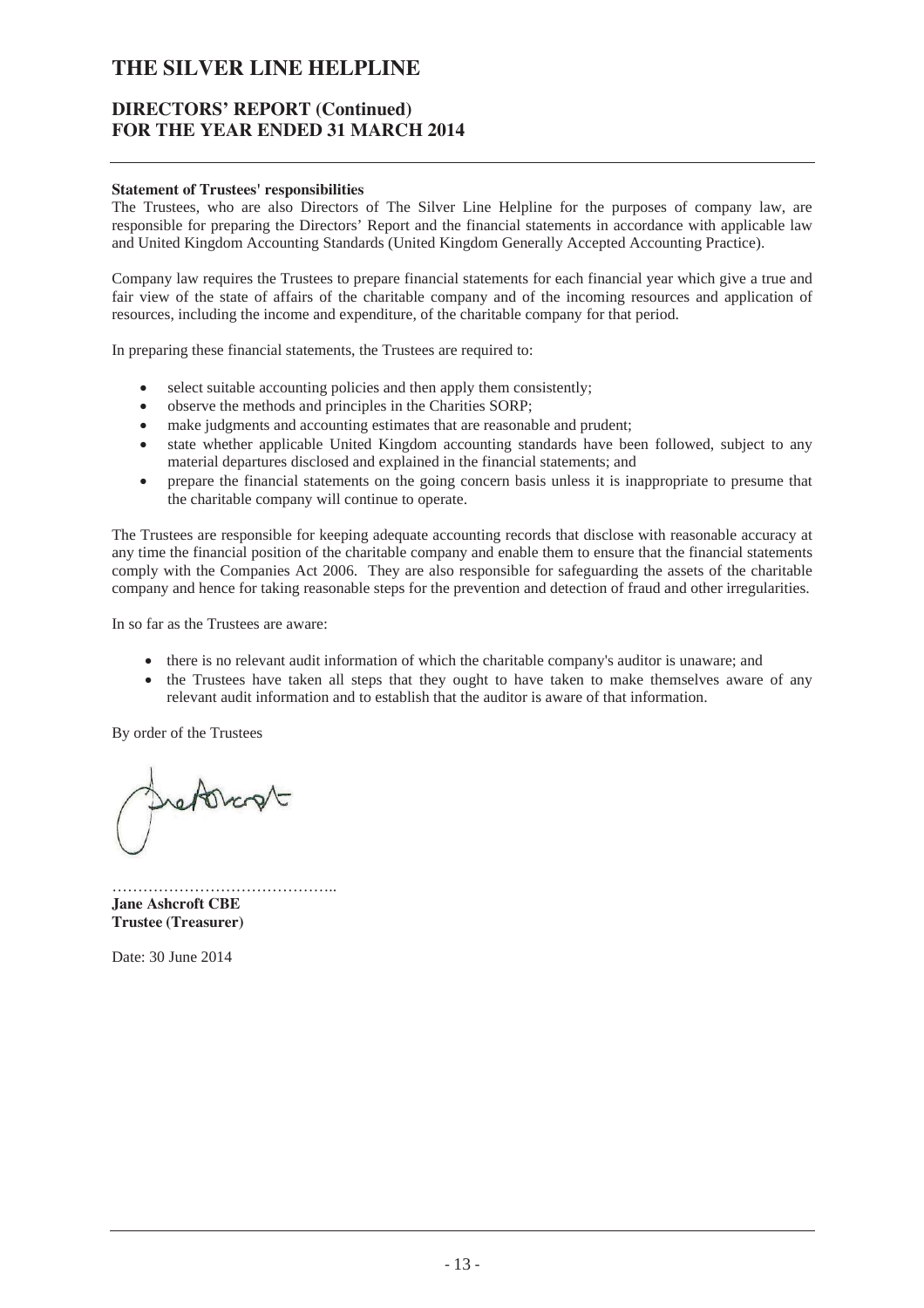**Statement of Trustees' responsibilities**

The Trustees, who are also Directors of The Silver Line Helpline for the purposes of company law, are responsible for preparing the Directors' Report and the financial statements in accordance with applicable law and United Kingdom Accounting Standards (United Kingdom Generally Accepted Accounting Practice).

Company law requires the Trustees to prepare financial statements for each financial year which give a true and fair view of the state of affairs of the charitable company and of the incoming resources and application of resources, including the income and expenditure, of the charitable company for that period.

In preparing these financial statements, the Trustees are required to:

- select suitable accounting policies and then apply them consistently;
- observe the methods and principles in the Charities SORP;
- make judgments and accounting estimates that are reasonable and prudent;
- state whether applicable United Kingdom accounting standards have been followed, subject to any material departures disclosed and explained in the financial statements; and
- prepare the financial statements on the going concern basis unless it is inappropriate to presume that the charitable company will continue to operate.

The Trustees are responsible for keeping adequate accounting records that disclose with reasonable accuracy at any time the financial position of the charitable company and enable them to ensure that the financial statements comply with the Companies Act 2006. They are also responsible for safeguarding the assets of the charitable company and hence for taking reasonable steps for the prevention and detection of fraud and other irregularities.

In so far as the Trustees are aware:

- there is no relevant audit information of which the charitable company's auditor is unaware; and
- the Trustees have taken all steps that they ought to have taken to make themselves aware of any relevant audit information and to establish that the auditor is aware of that information.

By order of the Trustees

……………………………………..

**Jane Ashcroft CBE**
**Trustee (Treasurer)**

Date: 30 June 2014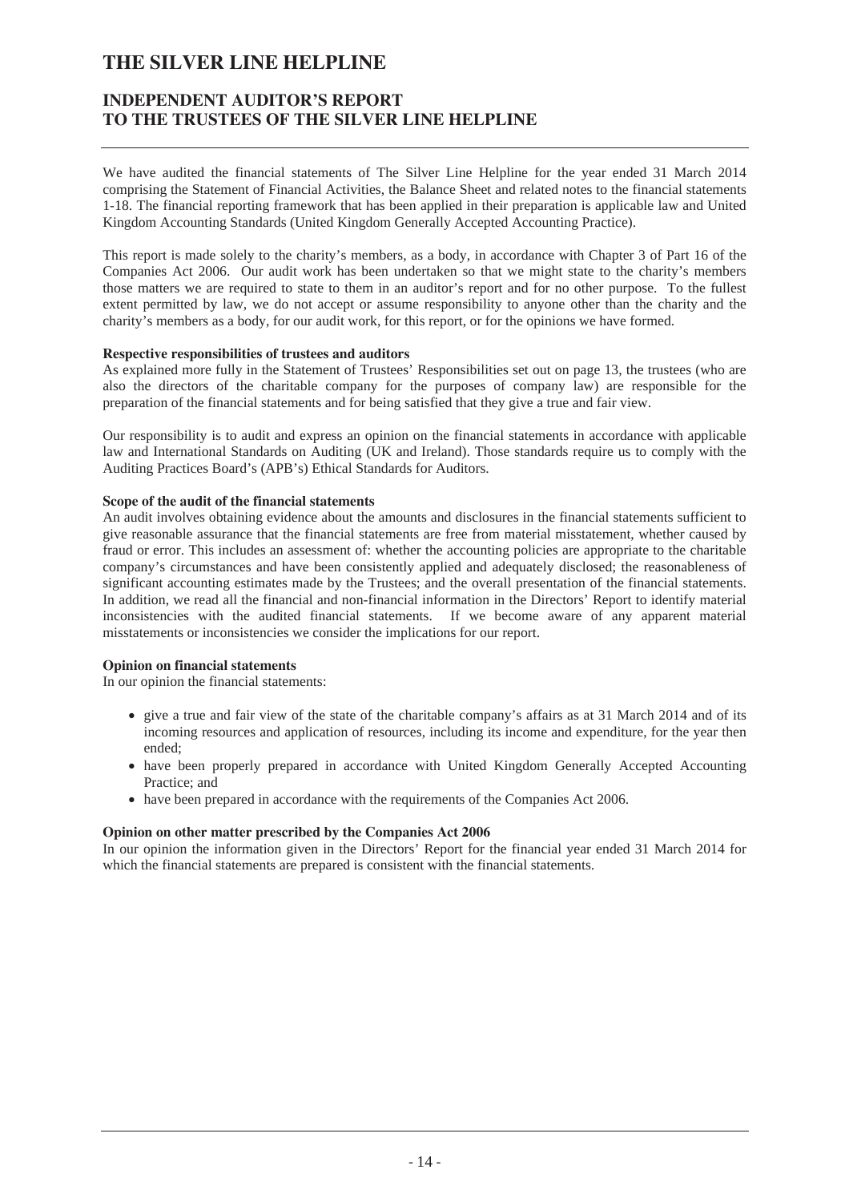# THE SILVER LINE HELPLINE

## INDEPENDENT AUDITOR'S REPORT TO THE TRUSTEES OF THE SILVER LINE HELPLINE

We have audited the financial statements of The Silver Line Helpline for the year ended 31 March 2014 comprising the Statement of Financial Activities, the Balance Sheet and related notes to the financial statements 1-18. The financial reporting framework that has been applied in their preparation is applicable law and United Kingdom Accounting Standards (United Kingdom Generally Accepted Accounting Practice).

This report is made solely to the charity's members, as a body, in accordance with Chapter 3 of Part 16 of the Companies Act 2006. Our audit work has been undertaken so that we might state to the charity's members those matters we are required to state to them in an auditor's report and for no other purpose. To the fullest extent permitted by law, we do not accept or assume responsibility to anyone other than the charity and the charity's members as a body, for our audit work, for this report, or for the opinions we have formed.

**Respective responsibilities of trustees and auditors**

As explained more fully in the Statement of Trustees' Responsibilities set out on page 13, the trustees (who are also the directors of the charitable company for the purposes of company law) are responsible for the preparation of the financial statements and for being satisfied that they give a true and fair view.

Our responsibility is to audit and express an opinion on the financial statements in accordance with applicable law and International Standards on Auditing (UK and Ireland). Those standards require us to comply with the Auditing Practices Board's (APB's) Ethical Standards for Auditors.

**Scope of the audit of the financial statements**

An audit involves obtaining evidence about the amounts and disclosures in the financial statements sufficient to give reasonable assurance that the financial statements are free from material misstatement, whether caused by fraud or error. This includes an assessment of: whether the accounting policies are appropriate to the charitable company's circumstances and have been consistently applied and adequately disclosed; the reasonableness of significant accounting estimates made by the Trustees; and the overall presentation of the financial statements. In addition, we read all the financial and non-financial information in the Directors' Report to identify material inconsistencies with the audited financial statements. If we become aware of any apparent material misstatements or inconsistencies we consider the implications for our report.

**Opinion on financial statements**

In our opinion the financial statements:

- give a true and fair view of the state of the charitable company's affairs as at 31 March 2014 and of its incoming resources and application of resources, including its income and expenditure, for the year then ended;
- have been properly prepared in accordance with United Kingdom Generally Accepted Accounting Practice; and
- have been prepared in accordance with the requirements of the Companies Act 2006.

**Opinion on other matter prescribed by the Companies Act 2006**

In our opinion the information given in the Directors' Report for the financial year ended 31 March 2014 for which the financial statements are prepared is consistent with the financial statements.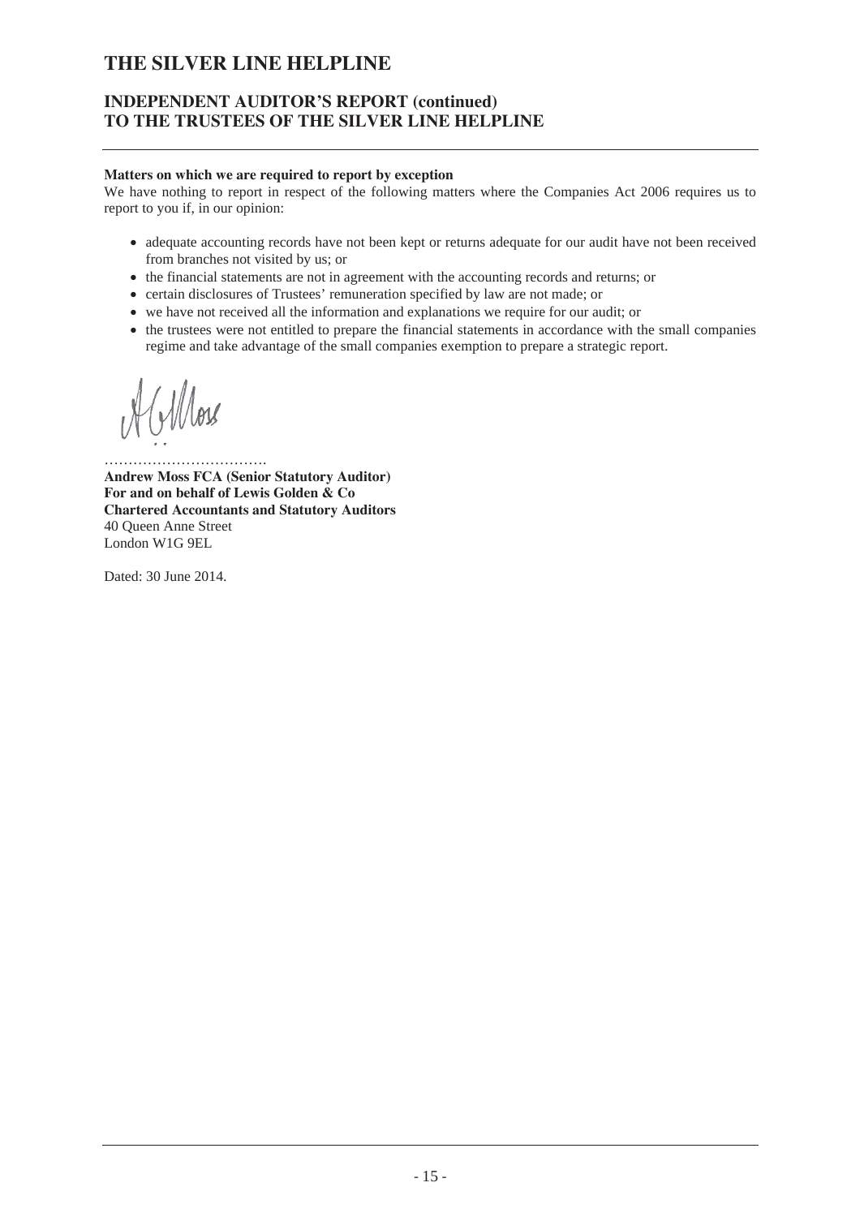# THE SILVER LINE HELPLINE

## INDEPENDENT AUDITOR'S REPORT (continued) TO THE TRUSTEES OF THE SILVER LINE HELPLINE

**Matters on which we are required to report by exception**

We have nothing to report in respect of the following matters where the Companies Act 2006 requires us to report to you if, in our opinion:

- adequate accounting records have not been kept or returns adequate for our audit have not been received from branches not visited by us; or
- the financial statements are not in agreement with the accounting records and returns; or
- certain disclosures of Trustees' remuneration specified by law are not made; or
- we have not received all the information and explanations we require for our audit; or
- the trustees were not entitled to prepare the financial statements in accordance with the small companies regime and take advantage of the small companies exemption to prepare a strategic report.

…………………………….

**Andrew Moss FCA (Senior Statutory Auditor)**
**For and on behalf of Lewis Golden & Co**
**Chartered Accountants and Statutory Auditors**
40 Queen Anne Street
London W1G 9EL

Dated: 30 June 2014.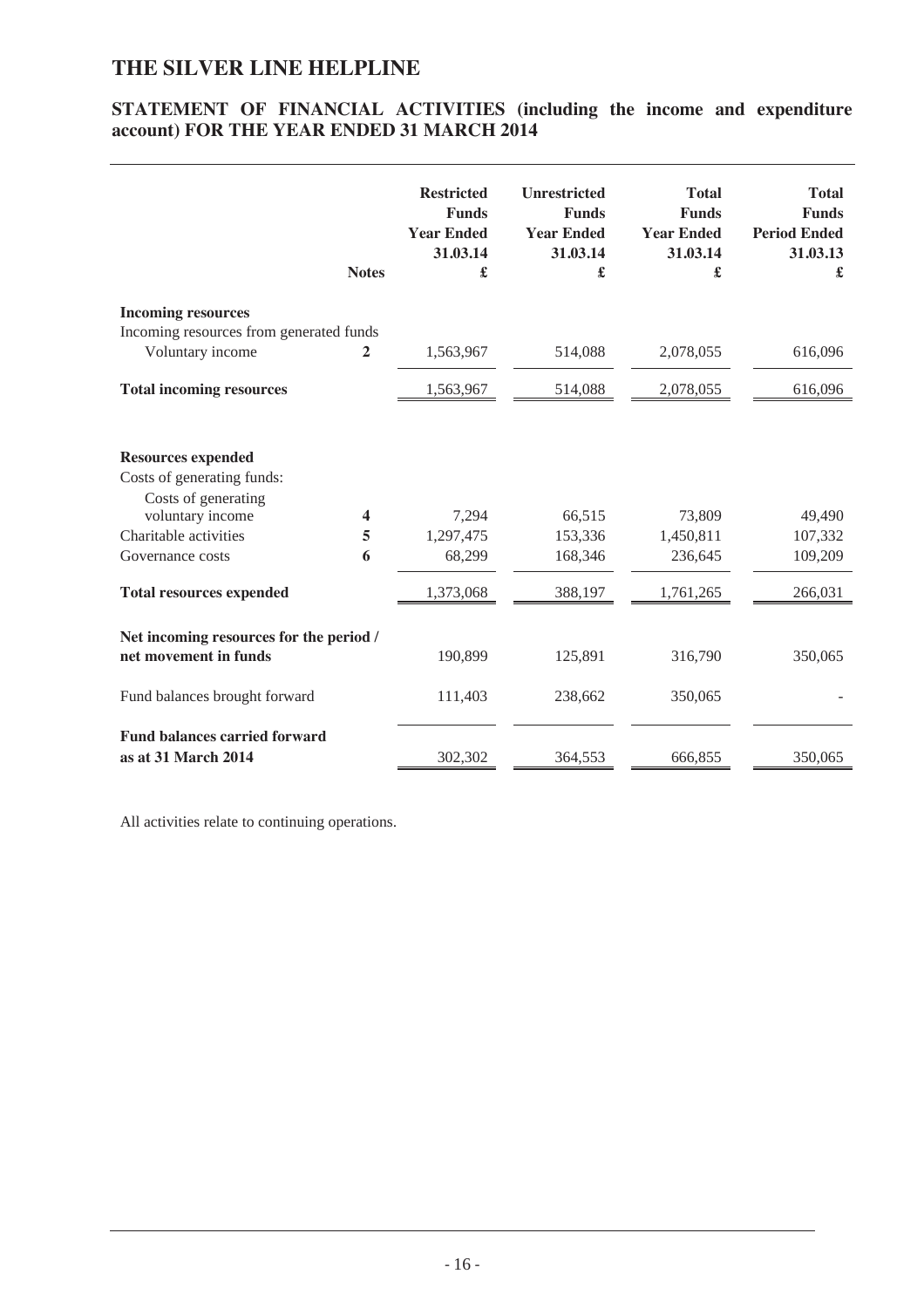# THE SILVER LINE HELPLINE

## STATEMENT OF FINANCIAL ACTIVITIES (including the income and expenditure account) FOR THE YEAR ENDED 31 MARCH 2014

| | Notes | Restricted Funds Year Ended 31.03.14 £ | Unrestricted Funds Year Ended 31.03.14 £ | Total Funds Year Ended 31.03.14 £ | Total Funds Period Ended 31.03.13 £ |
|---|---|---|---|---|---|
| **Incoming resources** | | | | | |
| Incoming resources from generated funds | | | | | |
| Voluntary income | 2 | 1,563,967 | 514,088 | 2,078,055 | 616,096 |
| **Total incoming resources** | | 1,563,967 | 514,088 | 2,078,055 | 616,096 |
| **Resources expended** | | | | | |
| Costs of generating funds: | | | | | |
| Costs of generating voluntary income | 4 | 7,294 | 66,515 | 73,809 | 49,490 |
| Charitable activities | 5 | 1,297,475 | 153,336 | 1,450,811 | 107,332 |
| Governance costs | 6 | 68,299 | 168,346 | 236,645 | 109,209 |
| **Total resources expended** | | 1,373,068 | 388,197 | 1,761,265 | 266,031 |
| **Net incoming resources for the period / net movement in funds** | | 190,899 | 125,891 | 316,790 | 350,065 |
| Fund balances brought forward | | 111,403 | 238,662 | 350,065 | - |
| **Fund balances carried forward as at 31 March 2014** | | 302,302 | 364,553 | 666,855 | 350,065 |

All activities relate to continuing operations.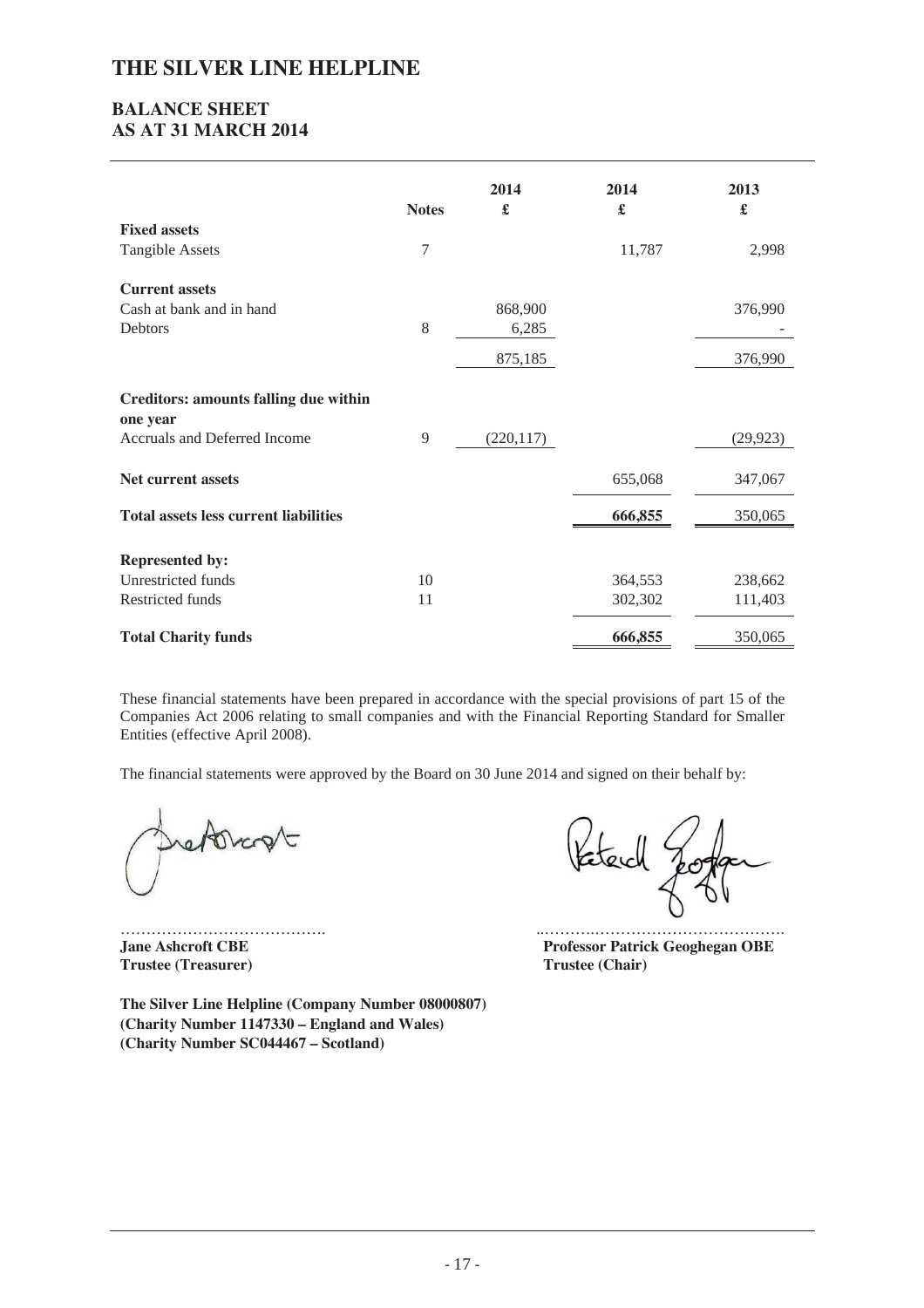# THE SILVER LINE HELPLINE

## BALANCE SHEET
## AS AT 31 MARCH 2014

| | Notes | 2014 £ | 2014 £ | 2013 £ |
|---|---|---|---|---|
| **Fixed assets** | | | | |
| Tangible Assets | 7 | | 11,787 | 2,998 |
| **Current assets** | | | | |
| Cash at bank and in hand | | 868,900 | | 376,990 |
| Debtors | 8 | 6,285 | | - |
| | | 875,185 | | 376,990 |
| **Creditors: amounts falling due within one year** | | | | |
| Accruals and Deferred Income | 9 | (220,117) | | (29,923) |
| **Net current assets** | | | 655,068 | 347,067 |
| **Total assets less current liabilities** | | | **666,855** | 350,065 |
| **Represented by:** | | | | |
| Unrestricted funds | 10 | | 364,553 | 238,662 |
| Restricted funds | 11 | | 302,302 | 111,403 |
| **Total Charity funds** | | | **666,855** | 350,065 |

These financial statements have been prepared in accordance with the special provisions of part 15 of the Companies Act 2006 relating to small companies and with the Financial Reporting Standard for Smaller Entities (effective April 2008).

The financial statements were approved by the Board on 30 June 2014 and signed on their behalf by:

…………………………………. ………………………………………

**Jane Ashcroft CBE**
**Trustee (Treasurer)**

**Professor Patrick Geoghegan OBE**
**Trustee (Chair)**

**The Silver Line Helpline (Company Number 08000807)**
**(Charity Number 1147330 – England and Wales)**
**(Charity Number SC044467 – Scotland)**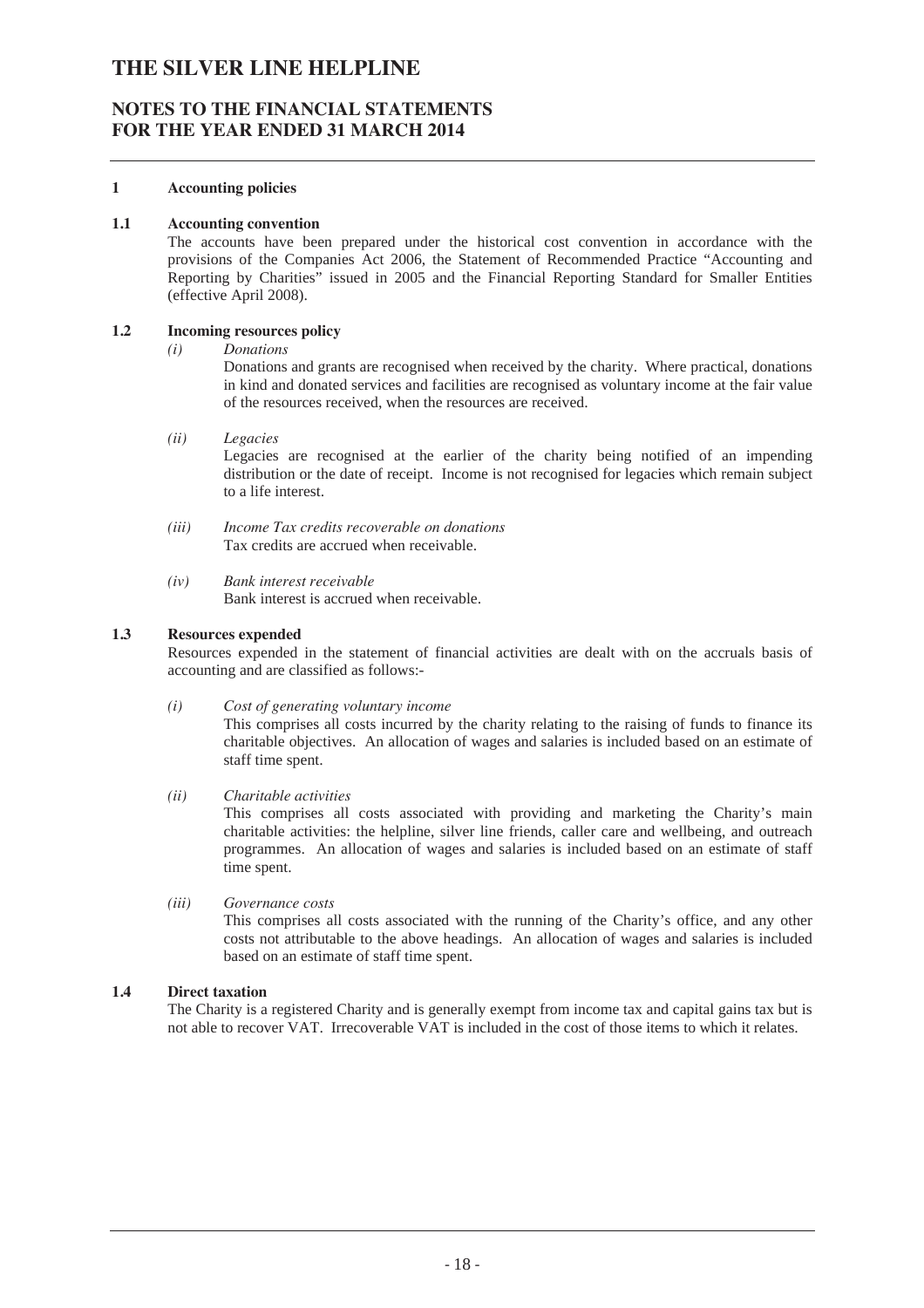# THE SILVER LINE HELPLINE

## NOTES TO THE FINANCIAL STATEMENTS
## FOR THE YEAR ENDED 31 MARCH 2014

### 1 Accounting policies

#### 1.1 Accounting convention

The accounts have been prepared under the historical cost convention in accordance with the provisions of the Companies Act 2006, the Statement of Recommended Practice "Accounting and Reporting by Charities" issued in 2005 and the Financial Reporting Standard for Smaller Entities (effective April 2008).

#### 1.2 Incoming resources policy

*(i) Donations*

Donations and grants are recognised when received by the charity. Where practical, donations in kind and donated services and facilities are recognised as voluntary income at the fair value of the resources received, when the resources are received.

*(ii) Legacies*

Legacies are recognised at the earlier of the charity being notified of an impending distribution or the date of receipt. Income is not recognised for legacies which remain subject to a life interest.

*(iii) Income Tax credits recoverable on donations*

Tax credits are accrued when receivable.

*(iv) Bank interest receivable*

Bank interest is accrued when receivable.

#### 1.3 Resources expended

Resources expended in the statement of financial activities are dealt with on the accruals basis of accounting and are classified as follows:-

*(i) Cost of generating voluntary income*

This comprises all costs incurred by the charity relating to the raising of funds to finance its charitable objectives. An allocation of wages and salaries is included based on an estimate of staff time spent.

*(ii) Charitable activities*

This comprises all costs associated with providing and marketing the Charity's main charitable activities: the helpline, silver line friends, caller care and wellbeing, and outreach programmes. An allocation of wages and salaries is included based on an estimate of staff time spent.

*(iii) Governance costs*

This comprises all costs associated with the running of the Charity's office, and any other costs not attributable to the above headings. An allocation of wages and salaries is included based on an estimate of staff time spent.

#### 1.4 Direct taxation

The Charity is a registered Charity and is generally exempt from income tax and capital gains tax but is not able to recover VAT. Irrecoverable VAT is included in the cost of those items to which it relates.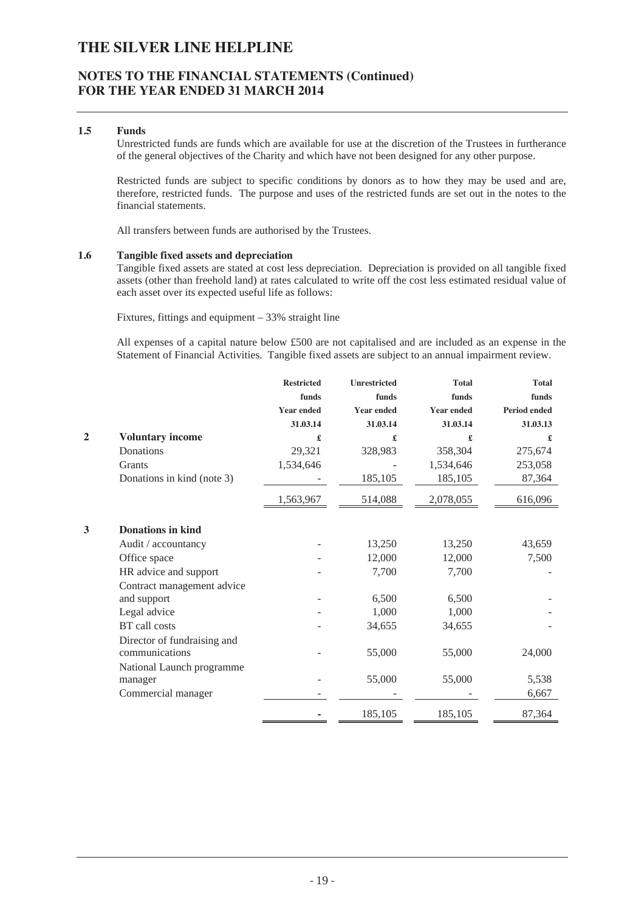### 1.5 Funds

Unrestricted funds are funds which are available for use at the discretion of the Trustees in furtherance of the general objectives of the Charity and which have not been designed for any other purpose.

Restricted funds are subject to specific conditions by donors as to how they may be used and are, therefore, restricted funds. The purpose and uses of the restricted funds are set out in the notes to the financial statements.

All transfers between funds are authorised by the Trustees.

### 1.6 Tangible fixed assets and depreciation

Tangible fixed assets are stated at cost less depreciation. Depreciation is provided on all tangible fixed assets (other than freehold land) at rates calculated to write off the cost less estimated residual value of each asset over its expected useful life as follows:

Fixtures, fittings and equipment – 33% straight line

All expenses of a capital nature below £500 are not capitalised and are included as an expense in the Statement of Financial Activities. Tangible fixed assets are subject to an annual impairment review.

| | | Restricted funds Year ended 31.03.14 | Unrestricted funds Year ended 31.03.14 | Total funds Year ended 31.03.14 | Total funds Period ended 31.03.13 |
|---|---|---|---|---|---|
| **2** | **Voluntary income** | £ | £ | £ | £ |
| | Donations | 29,321 | 328,983 | 358,304 | 275,674 |
| | Grants | 1,534,646 | - | 1,534,646 | 253,058 |
| | Donations in kind (note 3) | - | 185,105 | 185,105 | 87,364 |
| | | 1,563,967 | 514,088 | 2,078,055 | 616,096 |
| **3** | **Donations in kind** | | | | |
| | Audit / accountancy | - | 13,250 | 13,250 | 43,659 |
| | Office space | - | 12,000 | 12,000 | 7,500 |
| | HR advice and support | - | 7,700 | 7,700 | - |
| | Contract management advice and support | - | 6,500 | 6,500 | - |
| | Legal advice | - | 1,000 | 1,000 | - |
| | BT call costs | - | 34,655 | 34,655 | - |
| | Director of fundraising and communications | - | 55,000 | 55,000 | 24,000 |
| | National Launch programme manager | - | 55,000 | 55,000 | 5,538 |
| | Commercial manager | - | - | - | 6,667 |
| | | - | 185,105 | 185,105 | 87,364 |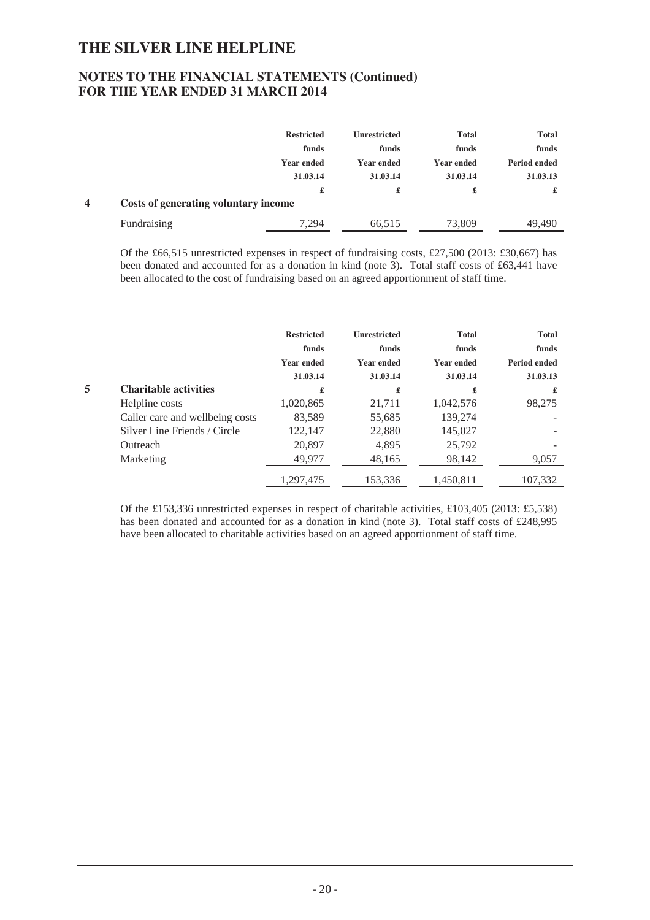# THE SILVER LINE HELPLINE

## NOTES TO THE FINANCIAL STATEMENTS (Continued)
## FOR THE YEAR ENDED 31 MARCH 2014

| | Restricted funds Year ended 31.03.14 | Unrestricted funds Year ended 31.03.14 | Total funds Year ended 31.03.14 | Total funds Period ended 31.03.13 |
|---|---|---|---|---|
| | £ | £ | £ | £ |
| **4 Costs of generating voluntary income** | | | | |
| Fundraising | 7,294 | 66,515 | 73,809 | 49,490 |

Of the £66,515 unrestricted expenses in respect of fundraising costs, £27,500 (2013: £30,667) has been donated and accounted for as a donation in kind (note 3). Total staff costs of £63,441 have been allocated to the cost of fundraising based on an agreed apportionment of staff time.

| | Restricted funds Year ended 31.03.14 | Unrestricted funds Year ended 31.03.14 | Total funds Year ended 31.03.14 | Total funds Period ended 31.03.13 |
|---|---|---|---|---|
| **5 Charitable activities** | £ | £ | £ | £ |
| Helpline costs | 1,020,865 | 21,711 | 1,042,576 | 98,275 |
| Caller care and wellbeing costs | 83,589 | 55,685 | 139,274 | - |
| Silver Line Friends / Circle | 122,147 | 22,880 | 145,027 | - |
| Outreach | 20,897 | 4,895 | 25,792 | - |
| Marketing | 49,977 | 48,165 | 98,142 | 9,057 |
| | 1,297,475 | 153,336 | 1,450,811 | 107,332 |

Of the £153,336 unrestricted expenses in respect of charitable activities, £103,405 (2013: £5,538) has been donated and accounted for as a donation in kind (note 3). Total staff costs of £248,995 have been allocated to charitable activities based on an agreed apportionment of staff time.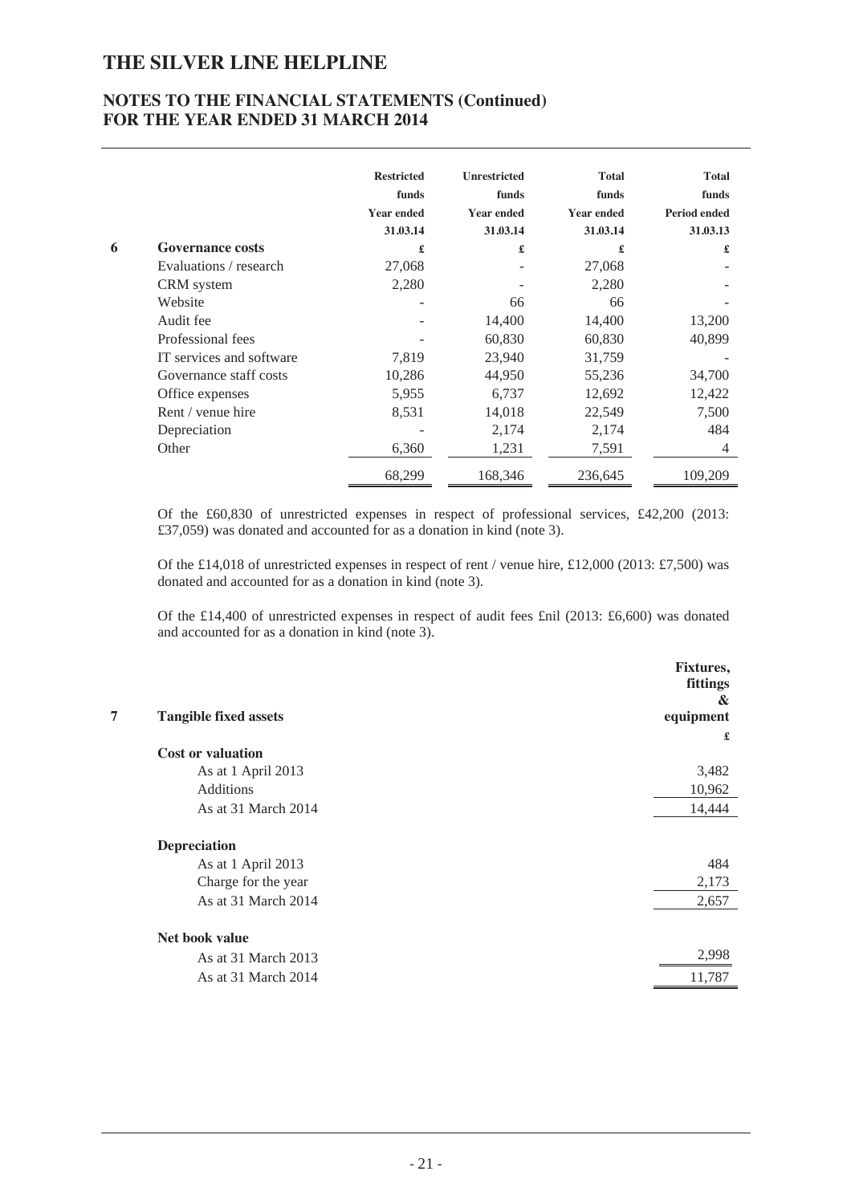# THE SILVER LINE HELPLINE

## NOTES TO THE FINANCIAL STATEMENTS (Continued) FOR THE YEAR ENDED 31 MARCH 2014

| | | Restricted funds Year ended 31.03.14 | Unrestricted funds Year ended 31.03.14 | Total funds Year ended 31.03.14 | Total funds Period ended 31.03.13 |
|---|---|---|---|---|---|
| **6** | **Governance costs** | £ | £ | £ | £ |
| | Evaluations / research | 27,068 | - | 27,068 | - |
| | CRM system | 2,280 | - | 2,280 | - |
| | Website | - | 66 | 66 | - |
| | Audit fee | - | 14,400 | 14,400 | 13,200 |
| | Professional fees | - | 60,830 | 60,830 | 40,899 |
| | IT services and software | 7,819 | 23,940 | 31,759 | - |
| | Governance staff costs | 10,286 | 44,950 | 55,236 | 34,700 |
| | Office expenses | 5,955 | 6,737 | 12,692 | 12,422 |
| | Rent / venue hire | 8,531 | 14,018 | 22,549 | 7,500 |
| | Depreciation | - | 2,174 | 2,174 | 484 |
| | Other | 6,360 | 1,231 | 7,591 | 4 |
| | | 68,299 | 168,346 | 236,645 | 109,209 |

Of the £60,830 of unrestricted expenses in respect of professional services, £42,200 (2013: £37,059) was donated and accounted for as a donation in kind (note 3).

Of the £14,018 of unrestricted expenses in respect of rent / venue hire, £12,000 (2013: £7,500) was donated and accounted for as a donation in kind (note 3).

Of the £14,400 of unrestricted expenses in respect of audit fees £nil (2013: £6,600) was donated and accounted for as a donation in kind (note 3).

| | | Fixtures, fittings & equipment |
|---|---|---|
| **7** | **Tangible fixed assets** | £ |
| | **Cost or valuation** | |
| | As at 1 April 2013 | 3,482 |
| | Additions | 10,962 |
| | As at 31 March 2014 | 14,444 |
| | **Depreciation** | |
| | As at 1 April 2013 | 484 |
| | Charge for the year | 2,173 |
| | As at 31 March 2014 | 2,657 |
| | **Net book value** | |
| | As at 31 March 2013 | 2,998 |
| | As at 31 March 2014 | 11,787 |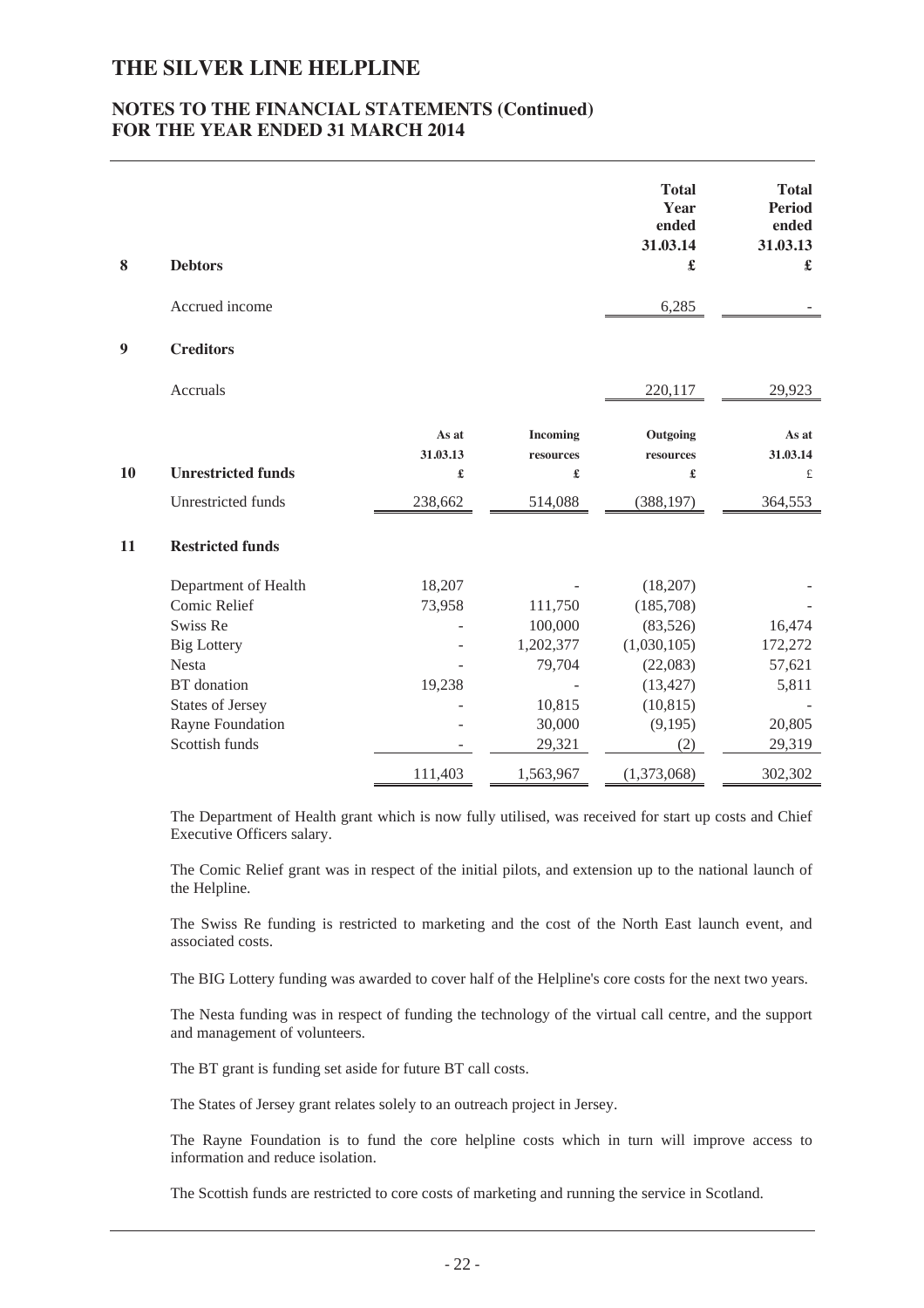# THE SILVER LINE HELPLINE

## NOTES TO THE FINANCIAL STATEMENTS (Continued) FOR THE YEAR ENDED 31 MARCH 2014

| | | Total Year ended 31.03.14 £ | Total Period ended 31.03.13 £ |
|---|---|---|---|
| **8** | **Debtors** | | |
| | Accrued income | 6,285 | - |
| **9** | **Creditors** | | |
| | Accruals | 220,117 | 29,923 |

| | | As at 31.03.13 £ | Incoming resources £ | Outgoing resources £ | As at 31.03.14 £ |
|---|---|---|---|---|---|
| **10** | **Unrestricted funds** | | | | |
| | Unrestricted funds | 238,662 | 514,088 | (388,197) | 364,553 |
| **11** | **Restricted funds** | | | | |
| | Department of Health | 18,207 | - | (18,207) | - |
| | Comic Relief | 73,958 | 111,750 | (185,708) | - |
| | Swiss Re | - | 100,000 | (83,526) | 16,474 |
| | Big Lottery | - | 1,202,377 | (1,030,105) | 172,272 |
| | Nesta | - | 79,704 | (22,083) | 57,621 |
| | BT donation | 19,238 | - | (13,427) | 5,811 |
| | States of Jersey | - | 10,815 | (10,815) | - |
| | Rayne Foundation | - | 30,000 | (9,195) | 20,805 |
| | Scottish funds | - | 29,321 | (2) | 29,319 |
| | | 111,403 | 1,563,967 | (1,373,068) | 302,302 |

The Department of Health grant which is now fully utilised, was received for start up costs and Chief Executive Officers salary.

The Comic Relief grant was in respect of the initial pilots, and extension up to the national launch of the Helpline.

The Swiss Re funding is restricted to marketing and the cost of the North East launch event, and associated costs.

The BIG Lottery funding was awarded to cover half of the Helpline's core costs for the next two years.

The Nesta funding was in respect of funding the technology of the virtual call centre, and the support and management of volunteers.

The BT grant is funding set aside for future BT call costs.

The States of Jersey grant relates solely to an outreach project in Jersey.

The Rayne Foundation is to fund the core helpline costs which in turn will improve access to information and reduce isolation.

The Scottish funds are restricted to core costs of marketing and running the service in Scotland.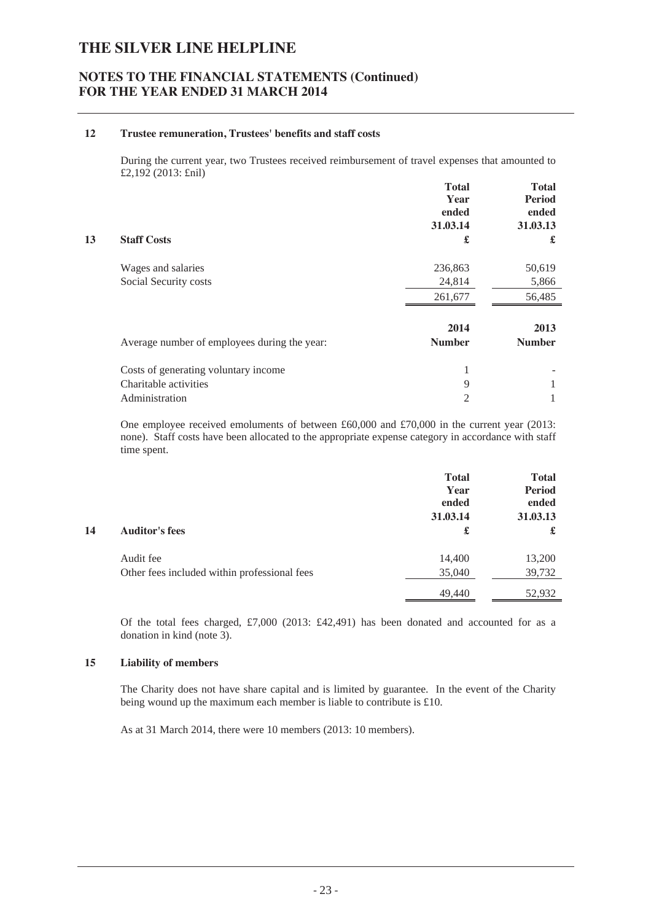# THE SILVER LINE HELPLINE

## NOTES TO THE FINANCIAL STATEMENTS (Continued) FOR THE YEAR ENDED 31 MARCH 2014

### 12 Trustee remuneration, Trustees' benefits and staff costs

During the current year, two Trustees received reimbursement of travel expenses that amounted to £2,192 (2013: £nil)

### 13 Staff Costs

| | Total Year ended 31.03.14 £ | Total Period ended 31.03.13 £ |
|---|---|---|
| Wages and salaries | 236,863 | 50,619 |
| Social Security costs | 24,814 | 5,866 |
| | 261,677 | 56,485 |

| Average number of employees during the year: | 2014 Number | 2013 Number |
|---|---|---|
| Costs of generating voluntary income | 1 | - |
| Charitable activities | 9 | 1 |
| Administration | 2 | 1 |

One employee received emoluments of between £60,000 and £70,000 in the current year (2013: none). Staff costs have been allocated to the appropriate expense category in accordance with staff time spent.

### 14 Auditor's fees

| | Total Year ended 31.03.14 £ | Total Period ended 31.03.13 £ |
|---|---|---|
| Audit fee | 14,400 | 13,200 |
| Other fees included within professional fees | 35,040 | 39,732 |
| | 49,440 | 52,932 |

Of the total fees charged, £7,000 (2013: £42,491) has been donated and accounted for as a donation in kind (note 3).

### 15 Liability of members

The Charity does not have share capital and is limited by guarantee. In the event of the Charity being wound up the maximum each member is liable to contribute is £10.

As at 31 March 2014, there were 10 members (2013: 10 members).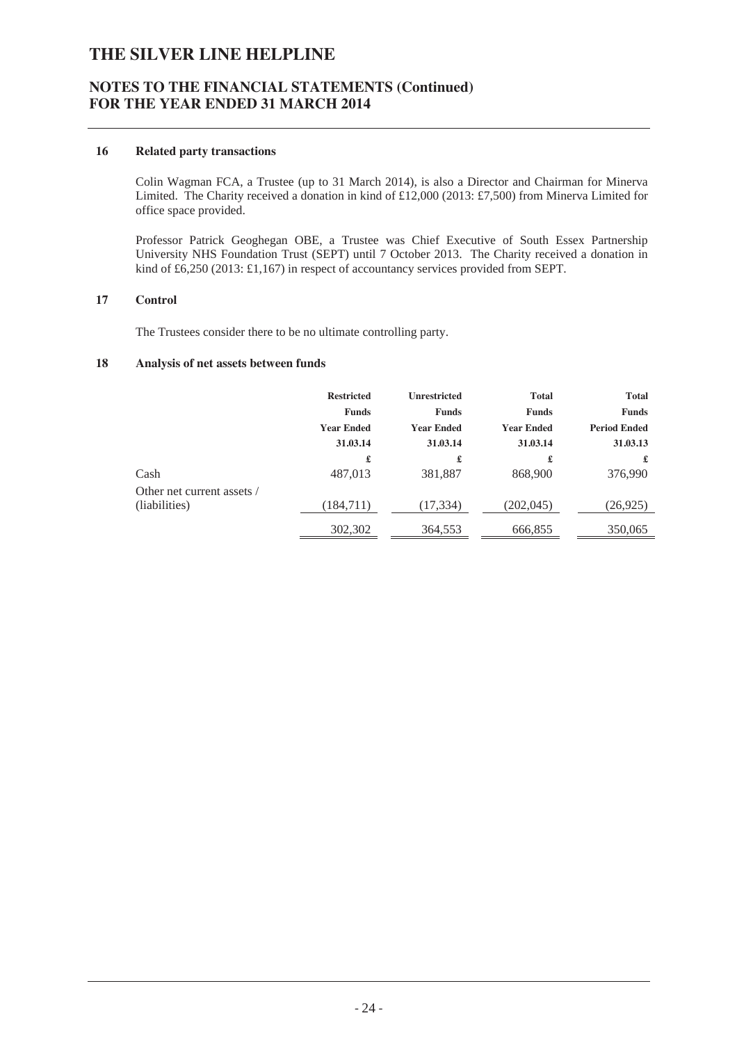## 16 Related party transactions

Colin Wagman FCA, a Trustee (up to 31 March 2014), is also a Director and Chairman for Minerva Limited. The Charity received a donation in kind of £12,000 (2013: £7,500) from Minerva Limited for office space provided.

Professor Patrick Geoghegan OBE, a Trustee was Chief Executive of South Essex Partnership University NHS Foundation Trust (SEPT) until 7 October 2013. The Charity received a donation in kind of £6,250 (2013: £1,167) in respect of accountancy services provided from SEPT.

## 17 Control

The Trustees consider there to be no ultimate controlling party.

## 18 Analysis of net assets between funds

| | Restricted Funds Year Ended 31.03.14 | Unrestricted Funds Year Ended 31.03.14 | Total Funds Year Ended 31.03.14 | Total Funds Period Ended 31.03.13 |
|---|---|---|---|---|
| | £ | £ | £ | £ |
| Cash | 487,013 | 381,887 | 868,900 | 376,990 |
| Other net current assets / (liabilities) | (184,711) | (17,334) | (202,045) | (26,925) |
| | 302,302 | 364,553 | 666,855 | 350,065 |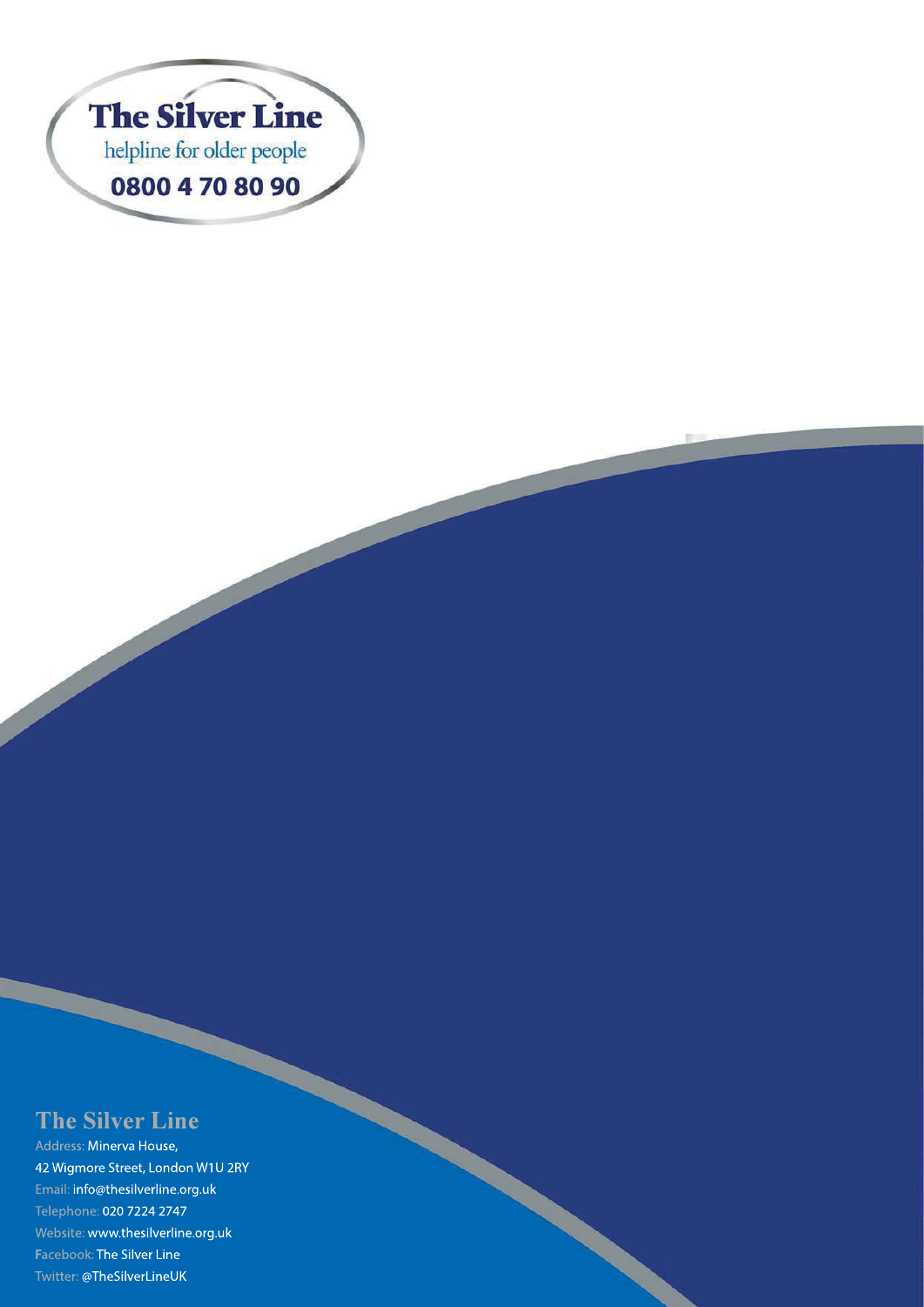**The Silver Line**

helpline for older people

**0800 4 70 80 90**

## The Silver Line

Address: Minerva House,
42 Wigmore Street, London W1U 2RY
Email: info@thesilverline.org.uk
Telephone: 020 7224 2747
Website: www.thesilverline.org.uk
Facebook: The Silver Line
Twitter: @TheSilverLineUK